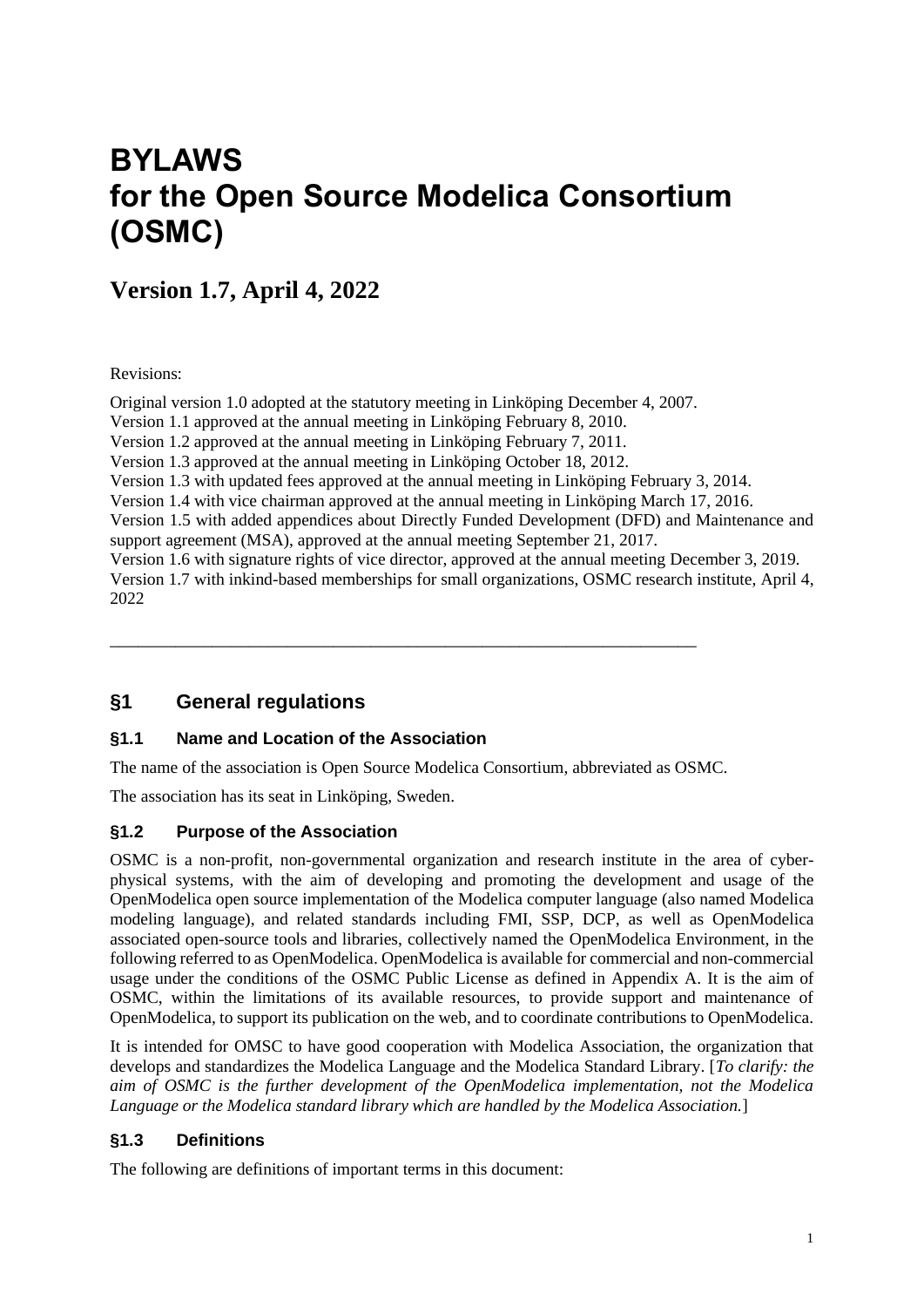# BYLAWS
# for the Open Source Modelica Consortium (OSMC)

## Version 1.7, April 4, 2022

Revisions:

Original version 1.0 adopted at the statutory meeting in Linköping December 4, 2007.
Version 1.1 approved at the annual meeting in Linköping February 8, 2010.
Version 1.2 approved at the annual meeting in Linköping February 7, 2011.
Version 1.3 approved at the annual meeting in Linköping October 18, 2012.
Version 1.3 with updated fees approved at the annual meeting in Linköping February 3, 2014.
Version 1.4 with vice chairman approved at the annual meeting in Linköping March 17, 2016.
Version 1.5 with added appendices about Directly Funded Development (DFD) and Maintenance and support agreement (MSA), approved at the annual meeting September 21, 2017.
Version 1.6 with signature rights of vice director, approved at the annual meeting December 3, 2019.
Version 1.7 with inkind-based memberships for small organizations, OSMC research institute, April 4, 2022

---

## §1 General regulations

### §1.1 Name and Location of the Association

The name of the association is Open Source Modelica Consortium, abbreviated as OSMC.

The association has its seat in Linköping, Sweden.

### §1.2 Purpose of the Association

OSMC is a non-profit, non-governmental organization and research institute in the area of cyber-physical systems, with the aim of developing and promoting the development and usage of the OpenModelica open source implementation of the Modelica computer language (also named Modelica modeling language), and related standards including FMI, SSP, DCP, as well as OpenModelica associated open-source tools and libraries, collectively named the OpenModelica Environment, in the following referred to as OpenModelica. OpenModelica is available for commercial and non-commercial usage under the conditions of the OSMC Public License as defined in Appendix A. It is the aim of OSMC, within the limitations of its available resources, to provide support and maintenance of OpenModelica, to support its publication on the web, and to coordinate contributions to OpenModelica.

It is intended for OMSC to have good cooperation with Modelica Association, the organization that develops and standardizes the Modelica Language and the Modelica Standard Library. [*To clarify: the aim of OSMC is the further development of the OpenModelica implementation, not the Modelica Language or the Modelica standard library which are handled by the Modelica Association.*]

### §1.3 Definitions

The following are definitions of important terms in this document: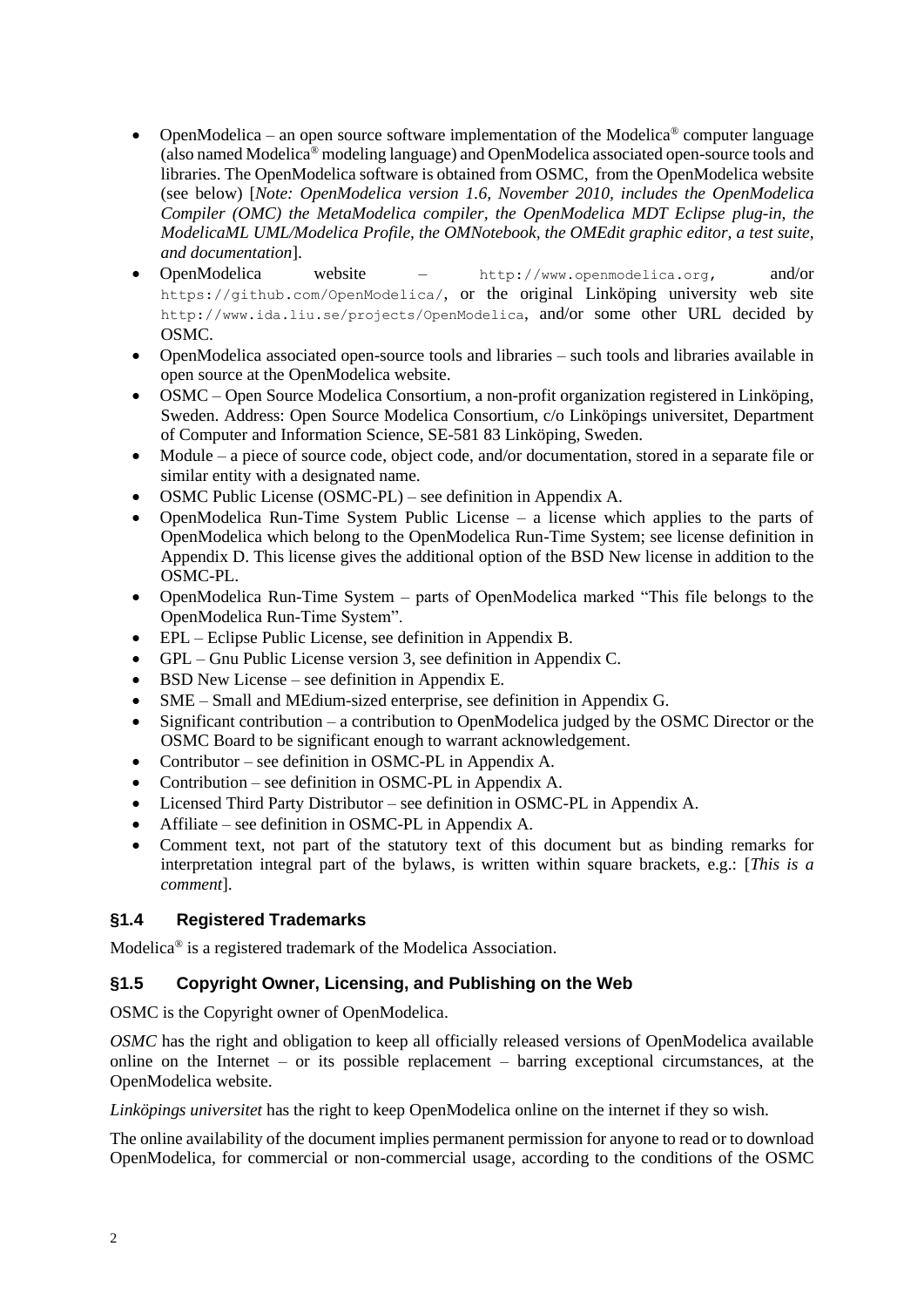- OpenModelica – an open source software implementation of the Modelica® computer language (also named Modelica® modeling language) and OpenModelica associated open-source tools and libraries. The OpenModelica software is obtained from OSMC, from the OpenModelica website (see below) [*Note: OpenModelica version 1.6, November 2010, includes the OpenModelica Compiler (OMC) the MetaModelica compiler, the OpenModelica MDT Eclipse plug-in, the ModelicaML UML/Modelica Profile, the OMNotebook, the OMEdit graphic editor, a test suite, and documentation*].
- OpenModelica website – `http://www.openmodelica.org`, and/or `https://github.com/OpenModelica/`, or the original Linköping university web site `http://www.ida.liu.se/projects/OpenModelica`, and/or some other URL decided by OSMC.
- OpenModelica associated open-source tools and libraries – such tools and libraries available in open source at the OpenModelica website.
- OSMC – Open Source Modelica Consortium, a non-profit organization registered in Linköping, Sweden. Address: Open Source Modelica Consortium, c/o Linköpings universitet, Department of Computer and Information Science, SE-581 83 Linköping, Sweden.
- Module – a piece of source code, object code, and/or documentation, stored in a separate file or similar entity with a designated name.
- OSMC Public License (OSMC-PL) – see definition in Appendix A.
- OpenModelica Run-Time System Public License – a license which applies to the parts of OpenModelica which belong to the OpenModelica Run-Time System; see license definition in Appendix D. This license gives the additional option of the BSD New license in addition to the OSMC-PL.
- OpenModelica Run-Time System – parts of OpenModelica marked "This file belongs to the OpenModelica Run-Time System".
- EPL – Eclipse Public License, see definition in Appendix B.
- GPL – Gnu Public License version 3, see definition in Appendix C.
- BSD New License – see definition in Appendix E.
- SME – Small and MEdium-sized enterprise, see definition in Appendix G.
- Significant contribution – a contribution to OpenModelica judged by the OSMC Director or the OSMC Board to be significant enough to warrant acknowledgement.
- Contributor – see definition in OSMC-PL in Appendix A.
- Contribution – see definition in OSMC-PL in Appendix A.
- Licensed Third Party Distributor – see definition in OSMC-PL in Appendix A.
- Affiliate – see definition in OSMC-PL in Appendix A.
- Comment text, not part of the statutory text of this document but as binding remarks for interpretation integral part of the bylaws, is written within square brackets, e.g.: [*This is a comment*].

### §1.4 Registered Trademarks

Modelica® is a registered trademark of the Modelica Association.

### §1.5 Copyright Owner, Licensing, and Publishing on the Web

OSMC is the Copyright owner of OpenModelica.

*OSMC* has the right and obligation to keep all officially released versions of OpenModelica available online on the Internet – or its possible replacement – barring exceptional circumstances, at the OpenModelica website.

*Linköpings universitet* has the right to keep OpenModelica online on the internet if they so wish.

The online availability of the document implies permanent permission for anyone to read or to download OpenModelica, for commercial or non-commercial usage, according to the conditions of the OSMC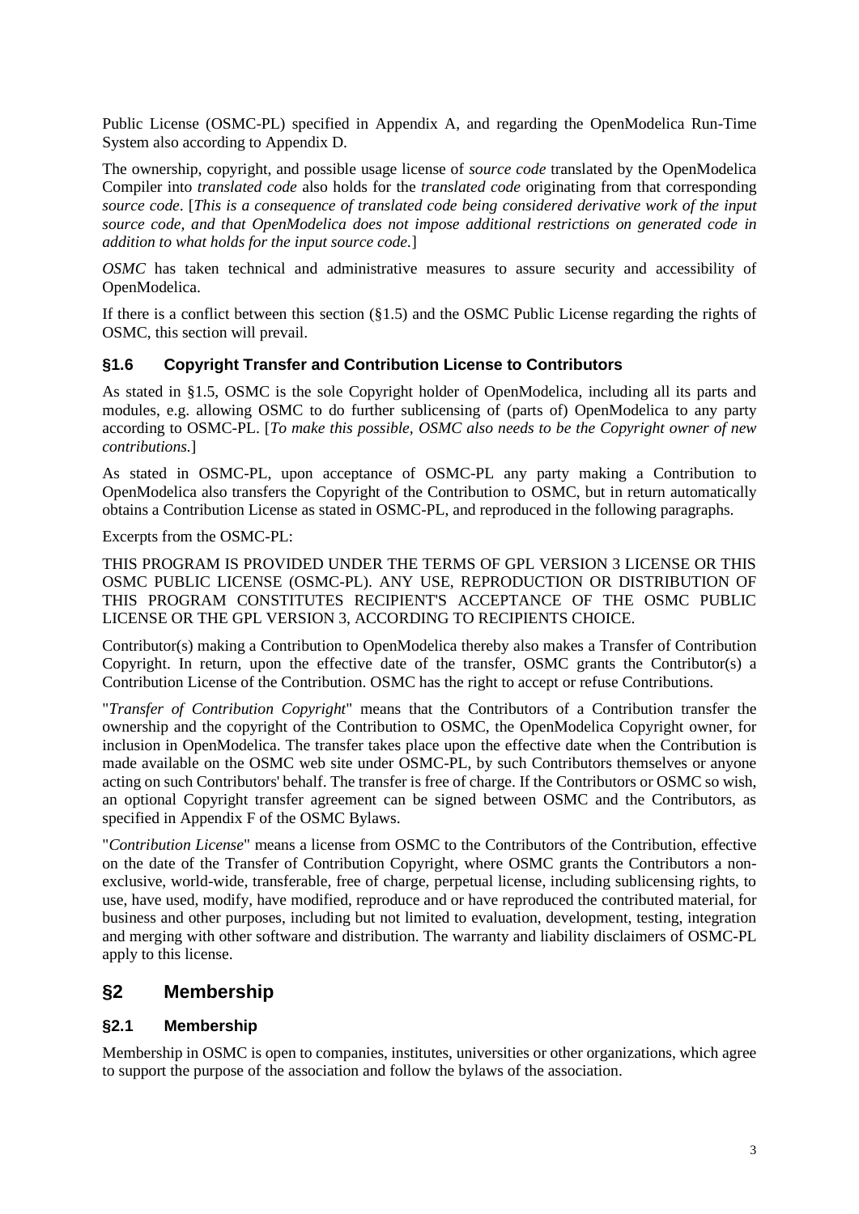Public License (OSMC-PL) specified in Appendix A, and regarding the OpenModelica Run-Time System also according to Appendix D.

The ownership, copyright, and possible usage license of *source code* translated by the OpenModelica Compiler into *translated code* also holds for the *translated code* originating from that corresponding *source code*. [*This is a consequence of translated code being considered derivative work of the input source code, and that OpenModelica does not impose additional restrictions on generated code in addition to what holds for the input source code.*]

*OSMC* has taken technical and administrative measures to assure security and accessibility of OpenModelica.

If there is a conflict between this section (§1.5) and the OSMC Public License regarding the rights of OSMC, this section will prevail.

### §1.6 Copyright Transfer and Contribution License to Contributors

As stated in §1.5, OSMC is the sole Copyright holder of OpenModelica, including all its parts and modules, e.g. allowing OSMC to do further sublicensing of (parts of) OpenModelica to any party according to OSMC-PL. [*To make this possible, OSMC also needs to be the Copyright owner of new contributions.*]

As stated in OSMC-PL, upon acceptance of OSMC-PL any party making a Contribution to OpenModelica also transfers the Copyright of the Contribution to OSMC, but in return automatically obtains a Contribution License as stated in OSMC-PL, and reproduced in the following paragraphs.

Excerpts from the OSMC-PL:

THIS PROGRAM IS PROVIDED UNDER THE TERMS OF GPL VERSION 3 LICENSE OR THIS OSMC PUBLIC LICENSE (OSMC-PL). ANY USE, REPRODUCTION OR DISTRIBUTION OF THIS PROGRAM CONSTITUTES RECIPIENT'S ACCEPTANCE OF THE OSMC PUBLIC LICENSE OR THE GPL VERSION 3, ACCORDING TO RECIPIENTS CHOICE.

Contributor(s) making a Contribution to OpenModelica thereby also makes a Transfer of Contribution Copyright. In return, upon the effective date of the transfer, OSMC grants the Contributor(s) a Contribution License of the Contribution. OSMC has the right to accept or refuse Contributions.

"*Transfer of Contribution Copyright*" means that the Contributors of a Contribution transfer the ownership and the copyright of the Contribution to OSMC, the OpenModelica Copyright owner, for inclusion in OpenModelica. The transfer takes place upon the effective date when the Contribution is made available on the OSMC web site under OSMC-PL, by such Contributors themselves or anyone acting on such Contributors' behalf. The transfer is free of charge. If the Contributors or OSMC so wish, an optional Copyright transfer agreement can be signed between OSMC and the Contributors, as specified in Appendix F of the OSMC Bylaws.

"*Contribution License*" means a license from OSMC to the Contributors of the Contribution, effective on the date of the Transfer of Contribution Copyright, where OSMC grants the Contributors a non-exclusive, world-wide, transferable, free of charge, perpetual license, including sublicensing rights, to use, have used, modify, have modified, reproduce and or have reproduced the contributed material, for business and other purposes, including but not limited to evaluation, development, testing, integration and merging with other software and distribution. The warranty and liability disclaimers of OSMC-PL apply to this license.

## §2 Membership

### §2.1 Membership

Membership in OSMC is open to companies, institutes, universities or other organizations, which agree to support the purpose of the association and follow the bylaws of the association.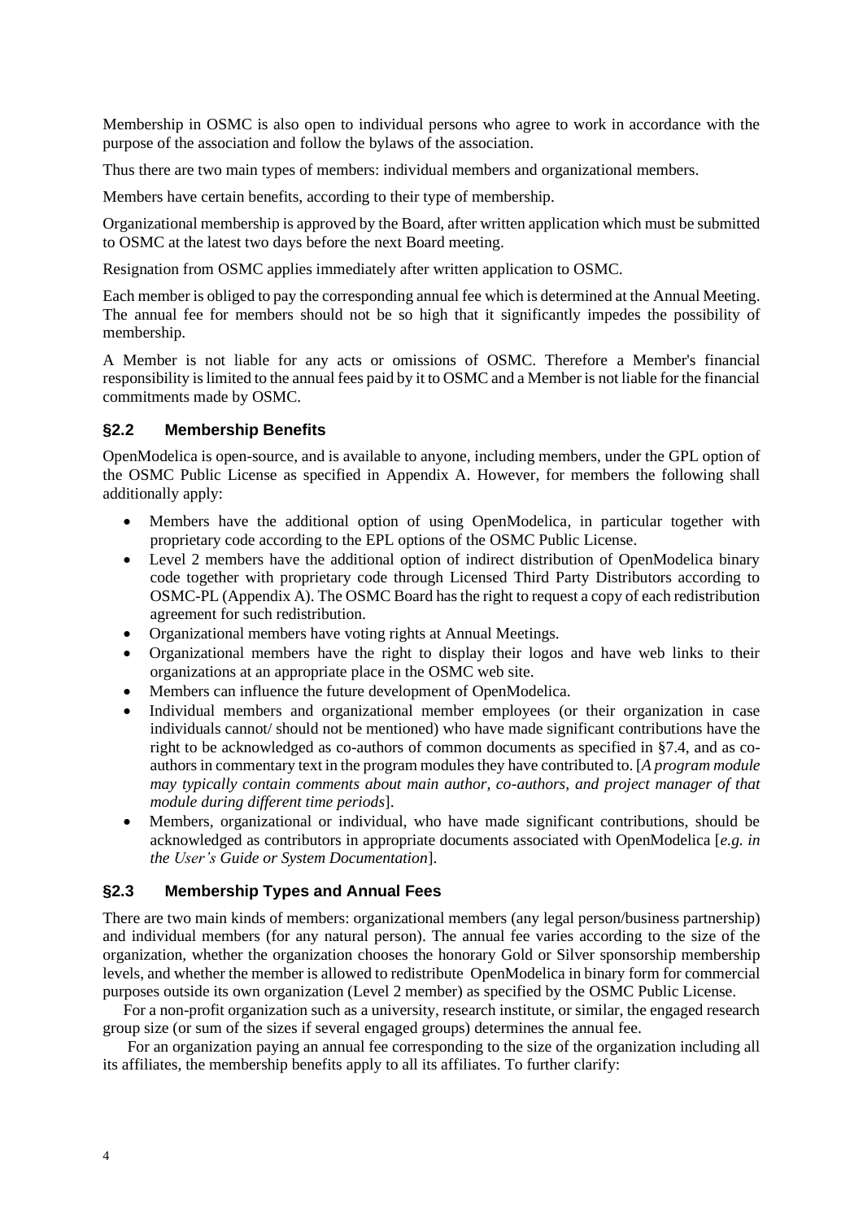Membership in OSMC is also open to individual persons who agree to work in accordance with the purpose of the association and follow the bylaws of the association.

Thus there are two main types of members: individual members and organizational members.

Members have certain benefits, according to their type of membership.

Organizational membership is approved by the Board, after written application which must be submitted to OSMC at the latest two days before the next Board meeting.

Resignation from OSMC applies immediately after written application to OSMC.

Each member is obliged to pay the corresponding annual fee which is determined at the Annual Meeting. The annual fee for members should not be so high that it significantly impedes the possibility of membership.

A Member is not liable for any acts or omissions of OSMC. Therefore a Member's financial responsibility is limited to the annual fees paid by it to OSMC and a Member is not liable for the financial commitments made by OSMC.

### §2.2 Membership Benefits

OpenModelica is open-source, and is available to anyone, including members, under the GPL option of the OSMC Public License as specified in Appendix A. However, for members the following shall additionally apply:

- Members have the additional option of using OpenModelica, in particular together with proprietary code according to the EPL options of the OSMC Public License.
- Level 2 members have the additional option of indirect distribution of OpenModelica binary code together with proprietary code through Licensed Third Party Distributors according to OSMC-PL (Appendix A). The OSMC Board has the right to request a copy of each redistribution agreement for such redistribution.
- Organizational members have voting rights at Annual Meetings.
- Organizational members have the right to display their logos and have web links to their organizations at an appropriate place in the OSMC web site.
- Members can influence the future development of OpenModelica.
- Individual members and organizational member employees (or their organization in case individuals cannot/ should not be mentioned) who have made significant contributions have the right to be acknowledged as co-authors of common documents as specified in §7.4, and as co-authors in commentary text in the program modules they have contributed to. [*A program module may typically contain comments about main author, co-authors, and project manager of that module during different time periods*].
- Members, organizational or individual, who have made significant contributions, should be acknowledged as contributors in appropriate documents associated with OpenModelica [*e.g. in the User's Guide or System Documentation*].

### §2.3 Membership Types and Annual Fees

There are two main kinds of members: organizational members (any legal person/business partnership) and individual members (for any natural person). The annual fee varies according to the size of the organization, whether the organization chooses the honorary Gold or Silver sponsorship membership levels, and whether the member is allowed to redistribute OpenModelica in binary form for commercial purposes outside its own organization (Level 2 member) as specified by the OSMC Public License.

For a non-profit organization such as a university, research institute, or similar, the engaged research group size (or sum of the sizes if several engaged groups) determines the annual fee.

For an organization paying an annual fee corresponding to the size of the organization including all its affiliates, the membership benefits apply to all its affiliates. To further clarify: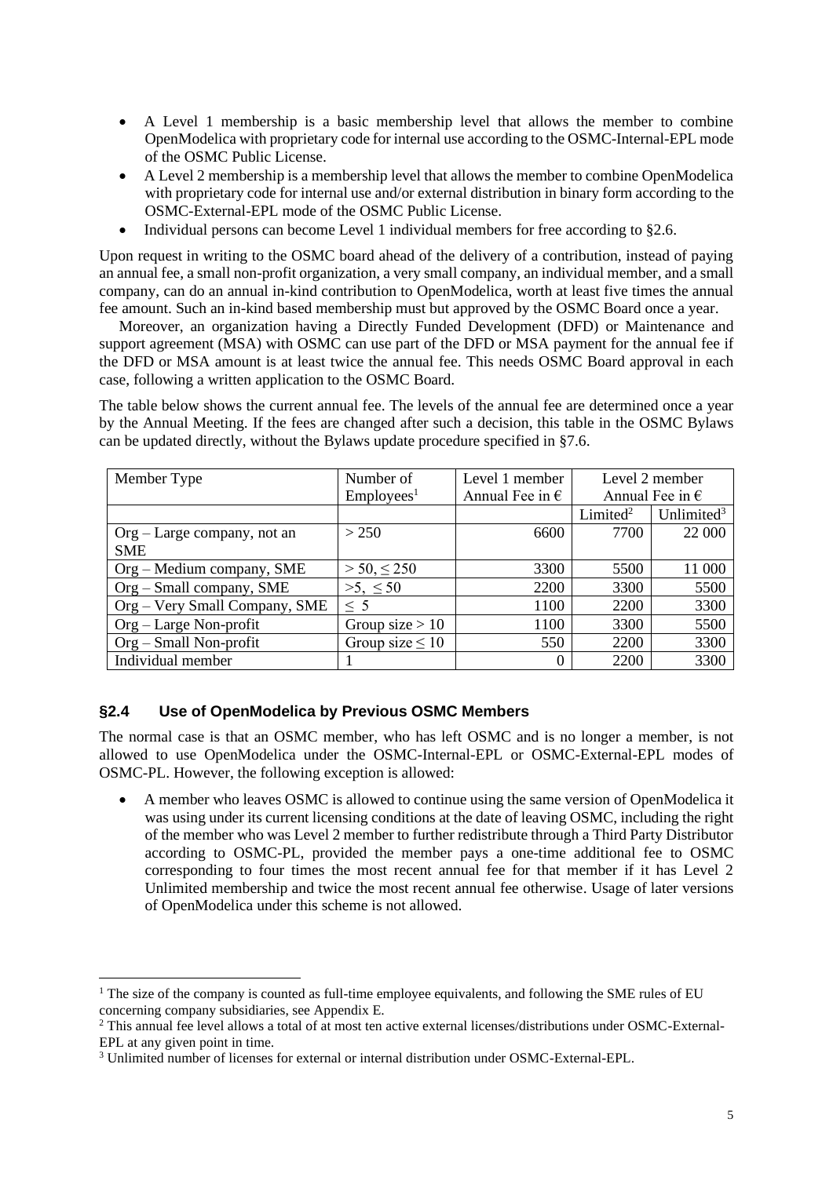- A Level 1 membership is a basic membership level that allows the member to combine OpenModelica with proprietary code for internal use according to the OSMC-Internal-EPL mode of the OSMC Public License.
- A Level 2 membership is a membership level that allows the member to combine OpenModelica with proprietary code for internal use and/or external distribution in binary form according to the OSMC-External-EPL mode of the OSMC Public License.
- Individual persons can become Level 1 individual members for free according to §2.6.

Upon request in writing to the OSMC board ahead of the delivery of a contribution, instead of paying an annual fee, a small non-profit organization, a very small company, an individual member, and a small company, can do an annual in-kind contribution to OpenModelica, worth at least five times the annual fee amount. Such an in-kind based membership must but approved by the OSMC Board once a year.

Moreover, an organization having a Directly Funded Development (DFD) or Maintenance and support agreement (MSA) with OSMC can use part of the DFD or MSA payment for the annual fee if the DFD or MSA amount is at least twice the annual fee. This needs OSMC Board approval in each case, following a written application to the OSMC Board.

The table below shows the current annual fee. The levels of the annual fee are determined once a year by the Annual Meeting. If the fees are changed after such a decision, this table in the OSMC Bylaws can be updated directly, without the Bylaws update procedure specified in §7.6.

| Member Type | Number of Employees[1] | Level 1 member Annual Fee in € | Level 2 member Annual Fee in € | |
|---|---|---|---|---|
| | | | Limited[2] | Unlimited[3] |
| Org – Large company, not an SME | > 250 | 6600 | 7700 | 22 000 |
| Org – Medium company, SME | > 50, ≤ 250 | 3300 | 5500 | 11 000 |
| Org – Small company, SME | >5, ≤ 50 | 2200 | 3300 | 5500 |
| Org – Very Small Company, SME | ≤ 5 | 1100 | 2200 | 3300 |
| Org – Large Non-profit | Group size > 10 | 1100 | 3300 | 5500 |
| Org – Small Non-profit | Group size ≤ 10 | 550 | 2200 | 3300 |
| Individual member | 1 | 0 | 2200 | 3300 |

## §2.4 Use of OpenModelica by Previous OSMC Members

The normal case is that an OSMC member, who has left OSMC and is no longer a member, is not allowed to use OpenModelica under the OSMC-Internal-EPL or OSMC-External-EPL modes of OSMC-PL. However, the following exception is allowed:

- A member who leaves OSMC is allowed to continue using the same version of OpenModelica it was using under its current licensing conditions at the date of leaving OSMC, including the right of the member who was Level 2 member to further redistribute through a Third Party Distributor according to OSMC-PL, provided the member pays a one-time additional fee to OSMC corresponding to four times the most recent annual fee for that member if it has Level 2 Unlimited membership and twice the most recent annual fee otherwise. Usage of later versions of OpenModelica under this scheme is not allowed.

[1] The size of the company is counted as full-time employee equivalents, and following the SME rules of EU concerning company subsidiaries, see Appendix E.

[2] This annual fee level allows a total of at most ten active external licenses/distributions under OSMC-External-EPL at any given point in time.

[3] Unlimited number of licenses for external or internal distribution under OSMC-External-EPL.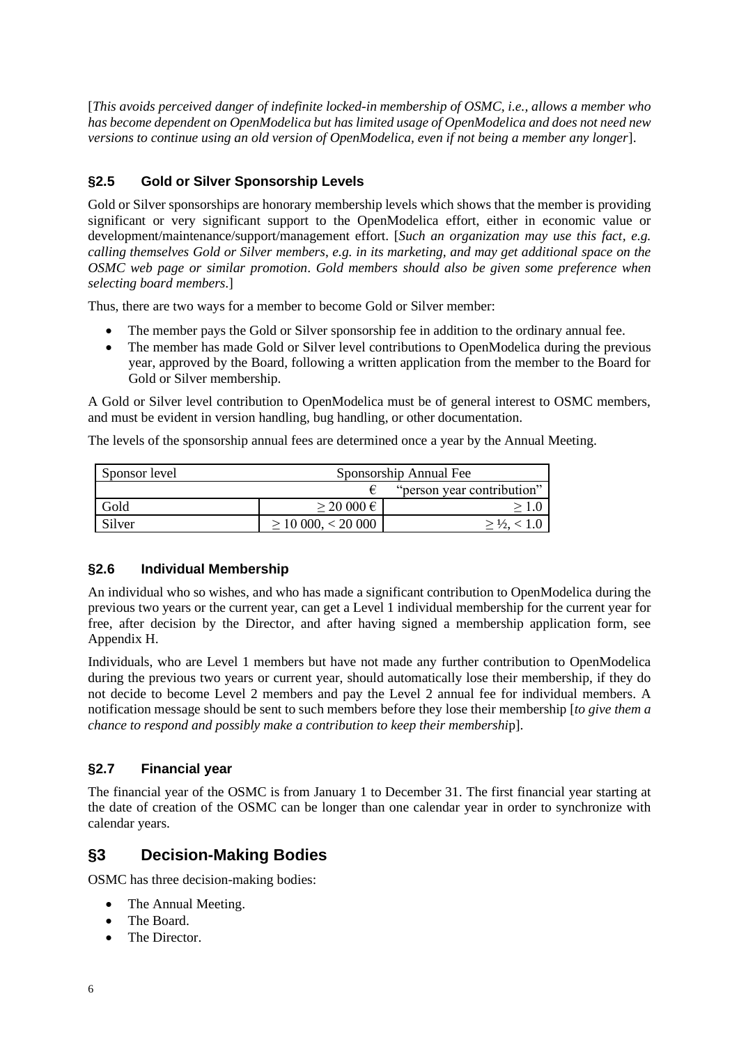[*This avoids perceived danger of indefinite locked-in membership of OSMC, i.e., allows a member who has become dependent on OpenModelica but has limited usage of OpenModelica and does not need new versions to continue using an old version of OpenModelica, even if not being a member any longer*].

### §2.5 Gold or Silver Sponsorship Levels

Gold or Silver sponsorships are honorary membership levels which shows that the member is providing significant or very significant support to the OpenModelica effort, either in economic value or development/maintenance/support/management effort. [*Such an organization may use this fact, e.g. calling themselves Gold or Silver members, e.g. in its marketing, and may get additional space on the OSMC web page or similar promotion. Gold members should also be given some preference when selecting board members.*]

Thus, there are two ways for a member to become Gold or Silver member:

- The member pays the Gold or Silver sponsorship fee in addition to the ordinary annual fee.
- The member has made Gold or Silver level contributions to OpenModelica during the previous year, approved by the Board, following a written application from the member to the Board for Gold or Silver membership.

A Gold or Silver level contribution to OpenModelica must be of general interest to OSMC members, and must be evident in version handling, bug handling, or other documentation.

The levels of the sponsorship annual fees are determined once a year by the Annual Meeting.

| Sponsor level | Sponsorship Annual Fee | |
|---|---|---|
| | € | "person year contribution" |
| Gold | ≥ 20 000 € | ≥ 1.0 |
| Silver | ≥ 10 000, < 20 000 | ≥ ½, < 1.0 |

### §2.6 Individual Membership

An individual who so wishes, and who has made a significant contribution to OpenModelica during the previous two years or the current year, can get a Level 1 individual membership for the current year for free, after decision by the Director, and after having signed a membership application form, see Appendix H.

Individuals, who are Level 1 members but have not made any further contribution to OpenModelica during the previous two years or current year, should automatically lose their membership, if they do not decide to become Level 2 members and pay the Level 2 annual fee for individual members. A notification message should be sent to such members before they lose their membership [*to give them a chance to respond and possibly make a contribution to keep their membership*].

### §2.7 Financial year

The financial year of the OSMC is from January 1 to December 31. The first financial year starting at the date of creation of the OSMC can be longer than one calendar year in order to synchronize with calendar years.

## §3 Decision-Making Bodies

OSMC has three decision-making bodies:

- The Annual Meeting.
- The Board.
- The Director.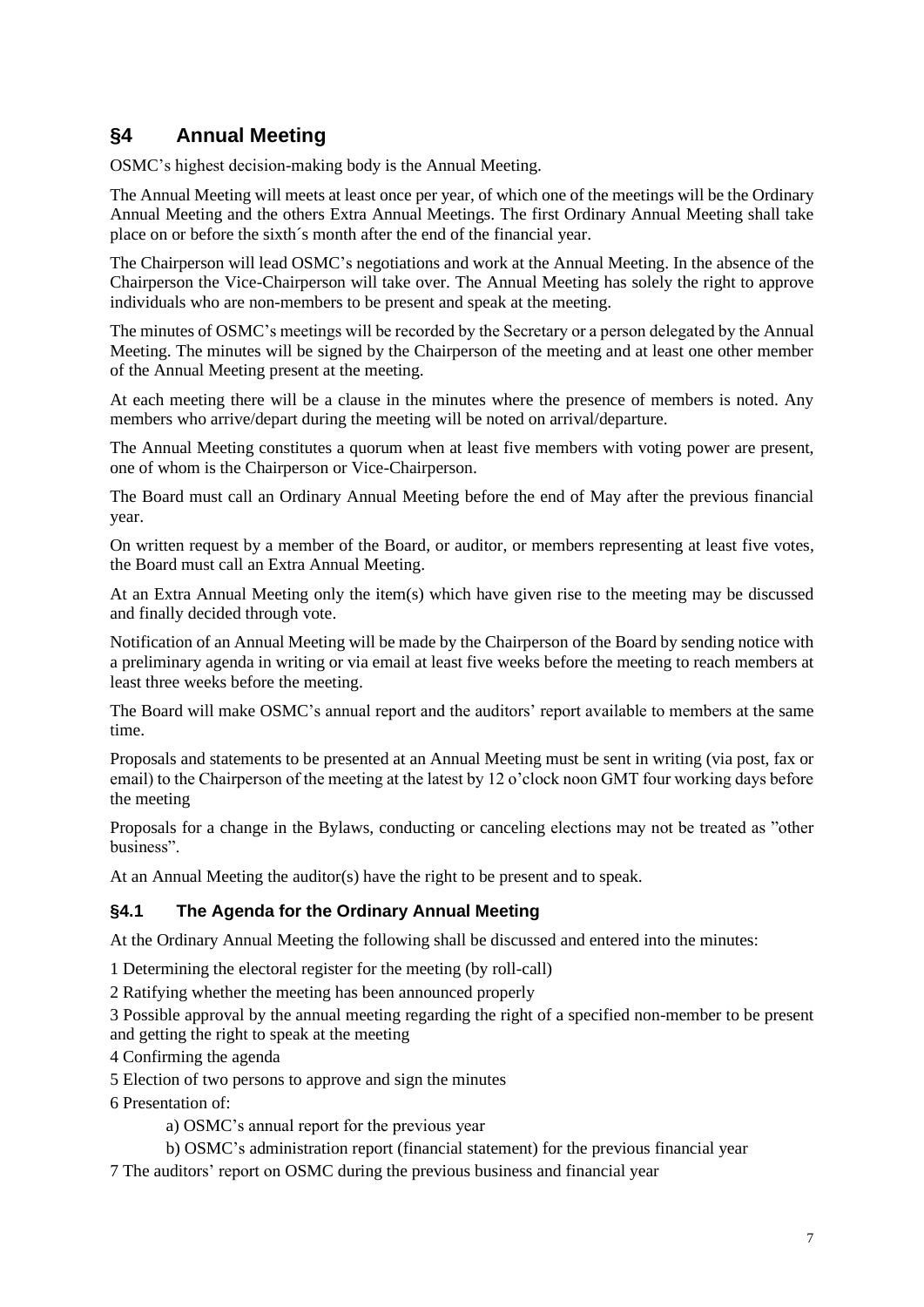## §4 Annual Meeting

OSMC's highest decision-making body is the Annual Meeting.

The Annual Meeting will meets at least once per year, of which one of the meetings will be the Ordinary Annual Meeting and the others Extra Annual Meetings. The first Ordinary Annual Meeting shall take place on or before the sixth´s month after the end of the financial year.

The Chairperson will lead OSMC's negotiations and work at the Annual Meeting. In the absence of the Chairperson the Vice-Chairperson will take over. The Annual Meeting has solely the right to approve individuals who are non-members to be present and speak at the meeting.

The minutes of OSMC's meetings will be recorded by the Secretary or a person delegated by the Annual Meeting. The minutes will be signed by the Chairperson of the meeting and at least one other member of the Annual Meeting present at the meeting.

At each meeting there will be a clause in the minutes where the presence of members is noted. Any members who arrive/depart during the meeting will be noted on arrival/departure.

The Annual Meeting constitutes a quorum when at least five members with voting power are present, one of whom is the Chairperson or Vice-Chairperson.

The Board must call an Ordinary Annual Meeting before the end of May after the previous financial year.

On written request by a member of the Board, or auditor, or members representing at least five votes, the Board must call an Extra Annual Meeting.

At an Extra Annual Meeting only the item(s) which have given rise to the meeting may be discussed and finally decided through vote.

Notification of an Annual Meeting will be made by the Chairperson of the Board by sending notice with a preliminary agenda in writing or via email at least five weeks before the meeting to reach members at least three weeks before the meeting.

The Board will make OSMC's annual report and the auditors' report available to members at the same time.

Proposals and statements to be presented at an Annual Meeting must be sent in writing (via post, fax or email) to the Chairperson of the meeting at the latest by 12 o'clock noon GMT four working days before the meeting

Proposals for a change in the Bylaws, conducting or canceling elections may not be treated as "other business".

At an Annual Meeting the auditor(s) have the right to be present and to speak.

### §4.1 The Agenda for the Ordinary Annual Meeting

At the Ordinary Annual Meeting the following shall be discussed and entered into the minutes:

1 Determining the electoral register for the meeting (by roll-call)

2 Ratifying whether the meeting has been announced properly

3 Possible approval by the annual meeting regarding the right of a specified non-member to be present and getting the right to speak at the meeting

4 Confirming the agenda

5 Election of two persons to approve and sign the minutes

6 Presentation of:

a) OSMC's annual report for the previous year

b) OSMC's administration report (financial statement) for the previous financial year

7 The auditors' report on OSMC during the previous business and financial year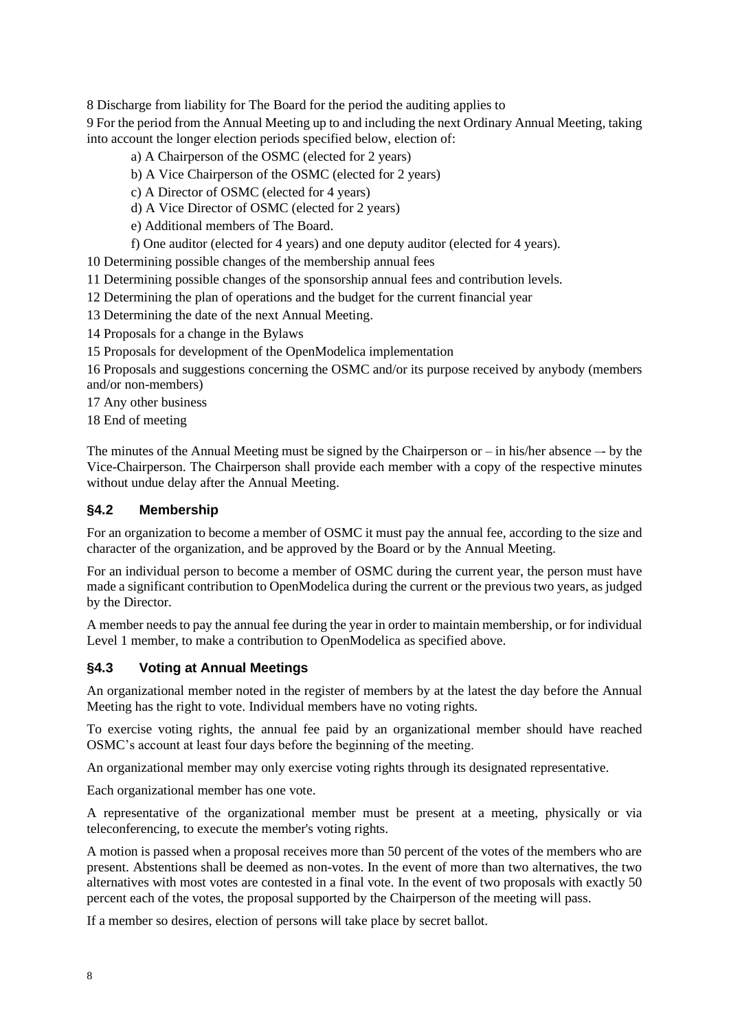8 Discharge from liability for The Board for the period the auditing applies to

9 For the period from the Annual Meeting up to and including the next Ordinary Annual Meeting, taking into account the longer election periods specified below, election of:

- a) A Chairperson of the OSMC (elected for 2 years)
- b) A Vice Chairperson of the OSMC (elected for 2 years)
- c) A Director of OSMC (elected for 4 years)
- d) A Vice Director of OSMC (elected for 2 years)
- e) Additional members of The Board.
- f) One auditor (elected for 4 years) and one deputy auditor (elected for 4 years).

10 Determining possible changes of the membership annual fees

11 Determining possible changes of the sponsorship annual fees and contribution levels.

12 Determining the plan of operations and the budget for the current financial year

13 Determining the date of the next Annual Meeting.

14 Proposals for a change in the Bylaws

15 Proposals for development of the OpenModelica implementation

16 Proposals and suggestions concerning the OSMC and/or its purpose received by anybody (members and/or non-members)

17 Any other business

18 End of meeting

The minutes of the Annual Meeting must be signed by the Chairperson or – in his/her absence –- by the Vice-Chairperson. The Chairperson shall provide each member with a copy of the respective minutes without undue delay after the Annual Meeting.

## §4.2 Membership

For an organization to become a member of OSMC it must pay the annual fee, according to the size and character of the organization, and be approved by the Board or by the Annual Meeting.

For an individual person to become a member of OSMC during the current year, the person must have made a significant contribution to OpenModelica during the current or the previous two years, as judged by the Director.

A member needs to pay the annual fee during the year in order to maintain membership, or for individual Level 1 member, to make a contribution to OpenModelica as specified above.

## §4.3 Voting at Annual Meetings

An organizational member noted in the register of members by at the latest the day before the Annual Meeting has the right to vote. Individual members have no voting rights.

To exercise voting rights, the annual fee paid by an organizational member should have reached OSMC's account at least four days before the beginning of the meeting.

An organizational member may only exercise voting rights through its designated representative.

Each organizational member has one vote.

A representative of the organizational member must be present at a meeting, physically or via teleconferencing, to execute the member's voting rights.

A motion is passed when a proposal receives more than 50 percent of the votes of the members who are present. Abstentions shall be deemed as non-votes. In the event of more than two alternatives, the two alternatives with most votes are contested in a final vote. In the event of two proposals with exactly 50 percent each of the votes, the proposal supported by the Chairperson of the meeting will pass.

If a member so desires, election of persons will take place by secret ballot.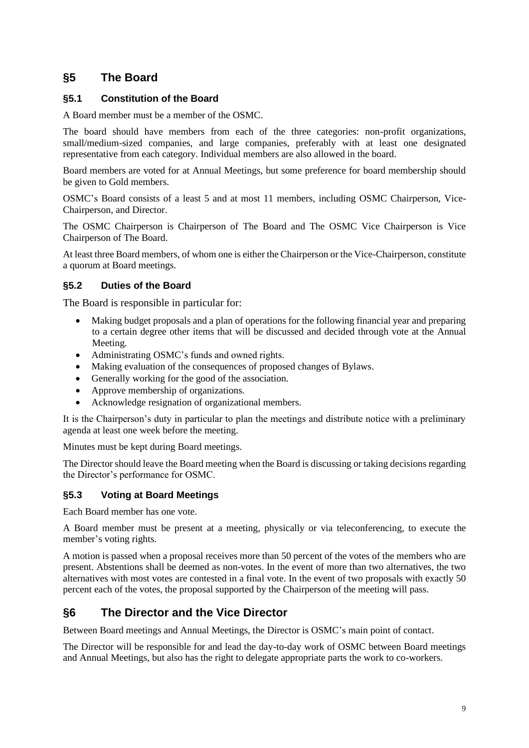## §5 The Board

### §5.1 Constitution of the Board

A Board member must be a member of the OSMC.

The board should have members from each of the three categories: non-profit organizations, small/medium-sized companies, and large companies, preferably with at least one designated representative from each category. Individual members are also allowed in the board.

Board members are voted for at Annual Meetings, but some preference for board membership should be given to Gold members.

OSMC's Board consists of a least 5 and at most 11 members, including OSMC Chairperson, Vice-Chairperson, and Director.

The OSMC Chairperson is Chairperson of The Board and The OSMC Vice Chairperson is Vice Chairperson of The Board.

At least three Board members, of whom one is either the Chairperson or the Vice-Chairperson, constitute a quorum at Board meetings.

### §5.2 Duties of the Board

The Board is responsible in particular for:

- Making budget proposals and a plan of operations for the following financial year and preparing to a certain degree other items that will be discussed and decided through vote at the Annual Meeting.
- Administrating OSMC's funds and owned rights.
- Making evaluation of the consequences of proposed changes of Bylaws.
- Generally working for the good of the association.
- Approve membership of organizations.
- Acknowledge resignation of organizational members.

It is the Chairperson's duty in particular to plan the meetings and distribute notice with a preliminary agenda at least one week before the meeting.

Minutes must be kept during Board meetings.

The Director should leave the Board meeting when the Board is discussing or taking decisions regarding the Director's performance for OSMC.

### §5.3 Voting at Board Meetings

Each Board member has one vote.

A Board member must be present at a meeting, physically or via teleconferencing, to execute the member's voting rights.

A motion is passed when a proposal receives more than 50 percent of the votes of the members who are present. Abstentions shall be deemed as non-votes. In the event of more than two alternatives, the two alternatives with most votes are contested in a final vote. In the event of two proposals with exactly 50 percent each of the votes, the proposal supported by the Chairperson of the meeting will pass.

## §6 The Director and the Vice Director

Between Board meetings and Annual Meetings, the Director is OSMC's main point of contact.

The Director will be responsible for and lead the day-to-day work of OSMC between Board meetings and Annual Meetings, but also has the right to delegate appropriate parts the work to co-workers.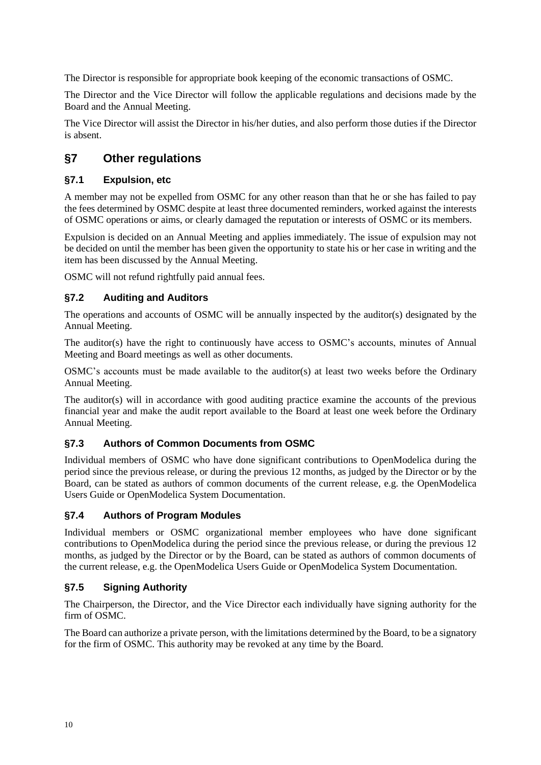The Director is responsible for appropriate book keeping of the economic transactions of OSMC.

The Director and the Vice Director will follow the applicable regulations and decisions made by the Board and the Annual Meeting.

The Vice Director will assist the Director in his/her duties, and also perform those duties if the Director is absent.

# §7 Other regulations

## §7.1 Expulsion, etc

A member may not be expelled from OSMC for any other reason than that he or she has failed to pay the fees determined by OSMC despite at least three documented reminders, worked against the interests of OSMC operations or aims, or clearly damaged the reputation or interests of OSMC or its members.

Expulsion is decided on an Annual Meeting and applies immediately. The issue of expulsion may not be decided on until the member has been given the opportunity to state his or her case in writing and the item has been discussed by the Annual Meeting.

OSMC will not refund rightfully paid annual fees.

## §7.2 Auditing and Auditors

The operations and accounts of OSMC will be annually inspected by the auditor(s) designated by the Annual Meeting.

The auditor(s) have the right to continuously have access to OSMC's accounts, minutes of Annual Meeting and Board meetings as well as other documents.

OSMC's accounts must be made available to the auditor(s) at least two weeks before the Ordinary Annual Meeting.

The auditor(s) will in accordance with good auditing practice examine the accounts of the previous financial year and make the audit report available to the Board at least one week before the Ordinary Annual Meeting.

## §7.3 Authors of Common Documents from OSMC

Individual members of OSMC who have done significant contributions to OpenModelica during the period since the previous release, or during the previous 12 months, as judged by the Director or by the Board, can be stated as authors of common documents of the current release, e.g. the OpenModelica Users Guide or OpenModelica System Documentation.

## §7.4 Authors of Program Modules

Individual members or OSMC organizational member employees who have done significant contributions to OpenModelica during the period since the previous release, or during the previous 12 months, as judged by the Director or by the Board, can be stated as authors of common documents of the current release, e.g. the OpenModelica Users Guide or OpenModelica System Documentation.

## §7.5 Signing Authority

The Chairperson, the Director, and the Vice Director each individually have signing authority for the firm of OSMC.

The Board can authorize a private person, with the limitations determined by the Board, to be a signatory for the firm of OSMC. This authority may be revoked at any time by the Board.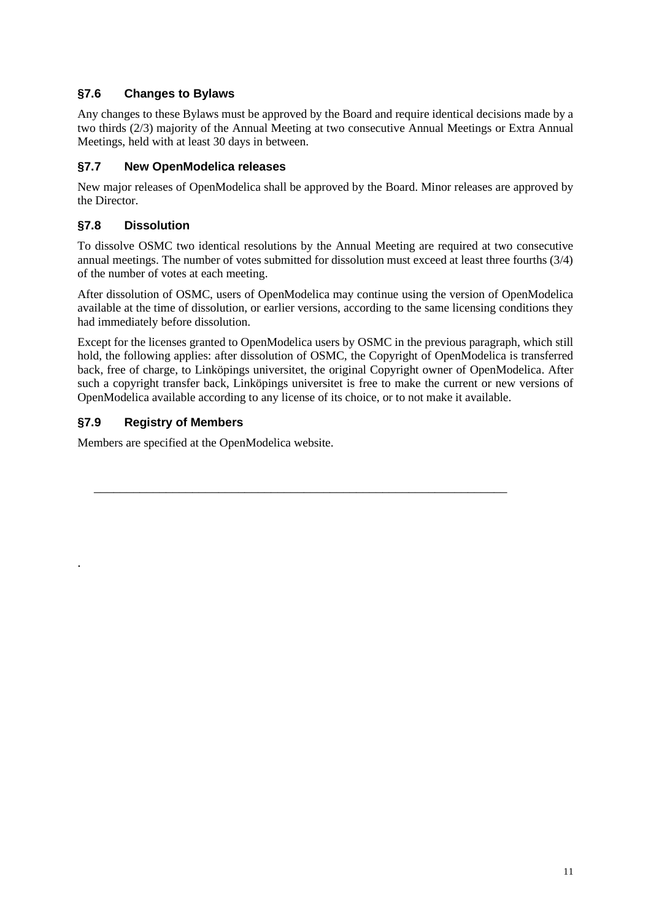### §7.6 Changes to Bylaws

Any changes to these Bylaws must be approved by the Board and require identical decisions made by a two thirds (2/3) majority of the Annual Meeting at two consecutive Annual Meetings or Extra Annual Meetings, held with at least 30 days in between.

### §7.7 New OpenModelica releases

New major releases of OpenModelica shall be approved by the Board. Minor releases are approved by the Director.

### §7.8 Dissolution

To dissolve OSMC two identical resolutions by the Annual Meeting are required at two consecutive annual meetings. The number of votes submitted for dissolution must exceed at least three fourths (3/4) of the number of votes at each meeting.

After dissolution of OSMC, users of OpenModelica may continue using the version of OpenModelica available at the time of dissolution, or earlier versions, according to the same licensing conditions they had immediately before dissolution.

Except for the licenses granted to OpenModelica users by OSMC in the previous paragraph, which still hold, the following applies: after dissolution of OSMC, the Copyright of OpenModelica is transferred back, free of charge, to Linköpings universitet, the original Copyright owner of OpenModelica. After such a copyright transfer back, Linköpings universitet is free to make the current or new versions of OpenModelica available according to any license of its choice, or to not make it available.

### §7.9 Registry of Members

Members are specified at the OpenModelica website.

---

.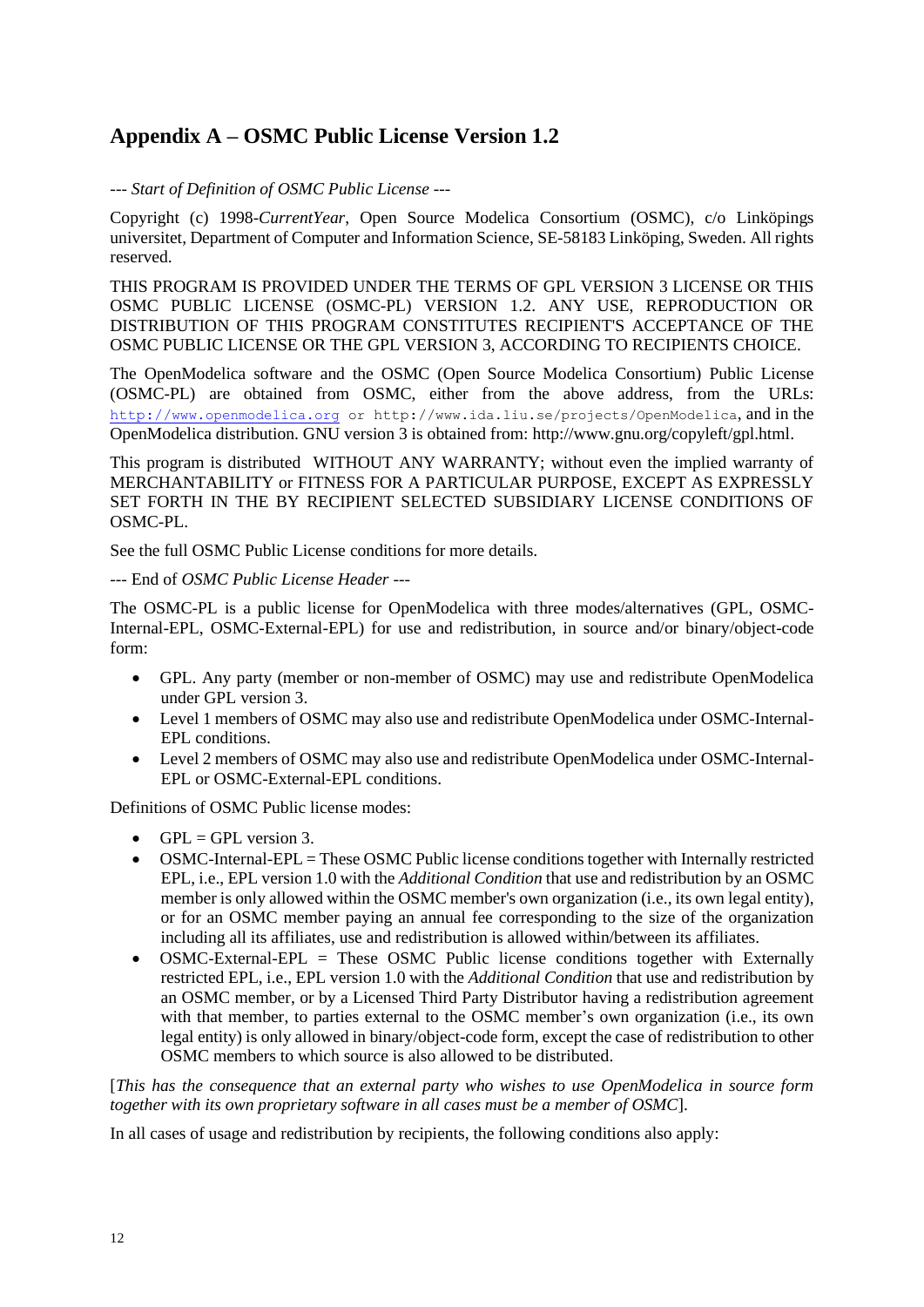## Appendix A – OSMC Public License Version 1.2

--- *Start of Definition of OSMC Public License* ---

Copyright (c) 1998-*CurrentYear*, Open Source Modelica Consortium (OSMC), c/o Linköpings universitet, Department of Computer and Information Science, SE-58183 Linköping, Sweden. All rights reserved.

THIS PROGRAM IS PROVIDED UNDER THE TERMS OF GPL VERSION 3 LICENSE OR THIS OSMC PUBLIC LICENSE (OSMC-PL) VERSION 1.2. ANY USE, REPRODUCTION OR DISTRIBUTION OF THIS PROGRAM CONSTITUTES RECIPIENT'S ACCEPTANCE OF THE OSMC PUBLIC LICENSE OR THE GPL VERSION 3, ACCORDING TO RECIPIENTS CHOICE.

The OpenModelica software and the OSMC (Open Source Modelica Consortium) Public License (OSMC-PL) are obtained from OSMC, either from the above address, from the URLs: http://www.openmodelica.org or http://www.ida.liu.se/projects/OpenModelica, and in the OpenModelica distribution. GNU version 3 is obtained from: http://www.gnu.org/copyleft/gpl.html.

This program is distributed WITHOUT ANY WARRANTY; without even the implied warranty of MERCHANTABILITY or FITNESS FOR A PARTICULAR PURPOSE, EXCEPT AS EXPRESSLY SET FORTH IN THE BY RECIPIENT SELECTED SUBSIDIARY LICENSE CONDITIONS OF OSMC-PL.

See the full OSMC Public License conditions for more details.

--- End of *OSMC Public License Header* ---

The OSMC-PL is a public license for OpenModelica with three modes/alternatives (GPL, OSMC-Internal-EPL, OSMC-External-EPL) for use and redistribution, in source and/or binary/object-code form:

- GPL. Any party (member or non-member of OSMC) may use and redistribute OpenModelica under GPL version 3.
- Level 1 members of OSMC may also use and redistribute OpenModelica under OSMC-Internal-EPL conditions.
- Level 2 members of OSMC may also use and redistribute OpenModelica under OSMC-Internal-EPL or OSMC-External-EPL conditions.

Definitions of OSMC Public license modes:

- GPL = GPL version 3.
- OSMC-Internal-EPL = These OSMC Public license conditions together with Internally restricted EPL, i.e., EPL version 1.0 with the *Additional Condition* that use and redistribution by an OSMC member is only allowed within the OSMC member's own organization (i.e., its own legal entity), or for an OSMC member paying an annual fee corresponding to the size of the organization including all its affiliates, use and redistribution is allowed within/between its affiliates.
- OSMC-External-EPL = These OSMC Public license conditions together with Externally restricted EPL, i.e., EPL version 1.0 with the *Additional Condition* that use and redistribution by an OSMC member, or by a Licensed Third Party Distributor having a redistribution agreement with that member, to parties external to the OSMC member's own organization (i.e., its own legal entity) is only allowed in binary/object-code form, except the case of redistribution to other OSMC members to which source is also allowed to be distributed.

[*This has the consequence that an external party who wishes to use OpenModelica in source form together with its own proprietary software in all cases must be a member of OSMC*].

In all cases of usage and redistribution by recipients, the following conditions also apply: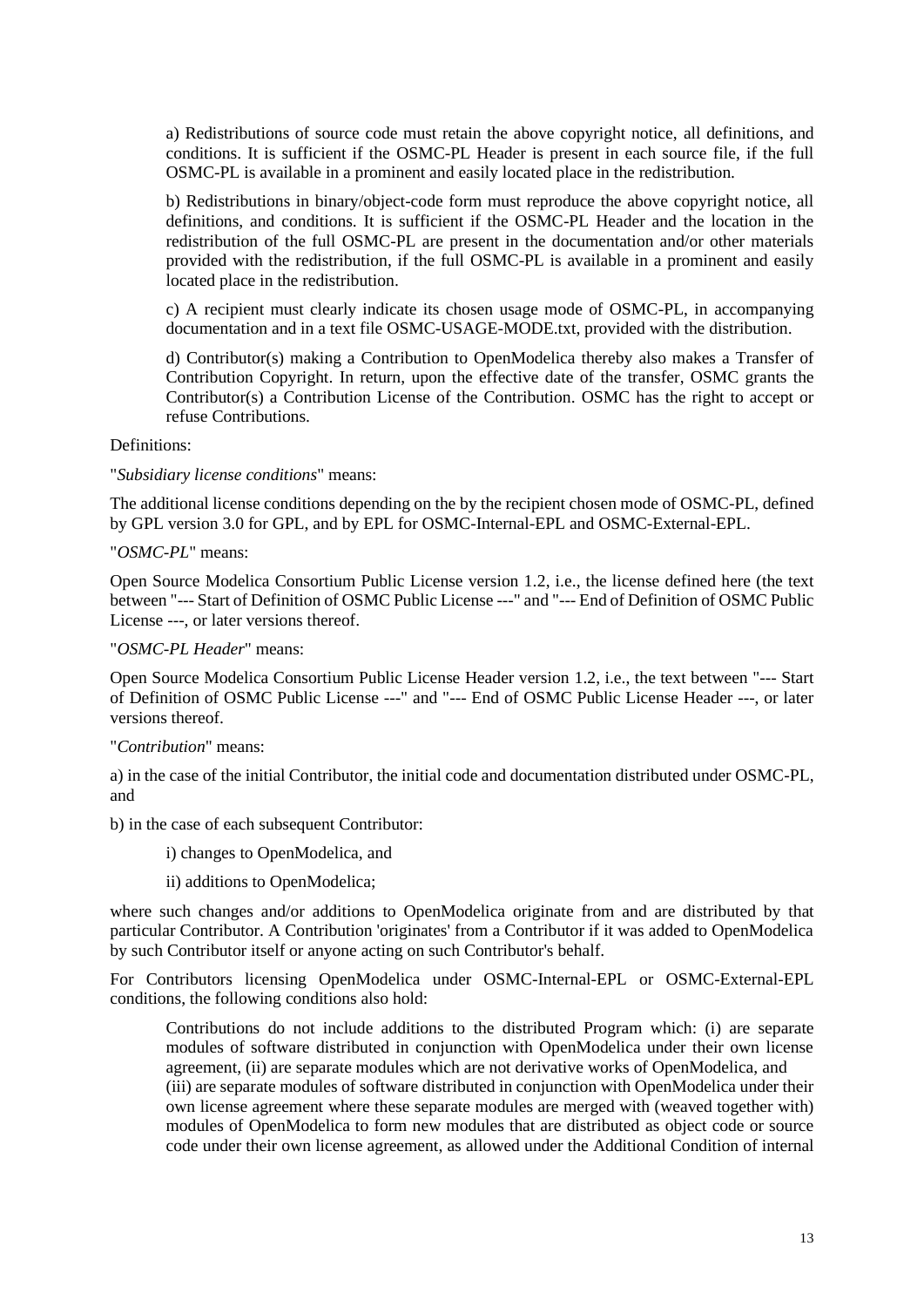a) Redistributions of source code must retain the above copyright notice, all definitions, and conditions. It is sufficient if the OSMC-PL Header is present in each source file, if the full OSMC-PL is available in a prominent and easily located place in the redistribution.

b) Redistributions in binary/object-code form must reproduce the above copyright notice, all definitions, and conditions. It is sufficient if the OSMC-PL Header and the location in the redistribution of the full OSMC-PL are present in the documentation and/or other materials provided with the redistribution, if the full OSMC-PL is available in a prominent and easily located place in the redistribution.

c) A recipient must clearly indicate its chosen usage mode of OSMC-PL, in accompanying documentation and in a text file OSMC-USAGE-MODE.txt, provided with the distribution.

d) Contributor(s) making a Contribution to OpenModelica thereby also makes a Transfer of Contribution Copyright. In return, upon the effective date of the transfer, OSMC grants the Contributor(s) a Contribution License of the Contribution. OSMC has the right to accept or refuse Contributions.

Definitions:

"*Subsidiary license conditions*" means:

The additional license conditions depending on the by the recipient chosen mode of OSMC-PL, defined by GPL version 3.0 for GPL, and by EPL for OSMC-Internal-EPL and OSMC-External-EPL.

"*OSMC-PL*" means:

Open Source Modelica Consortium Public License version 1.2, i.e., the license defined here (the text between "--- Start of Definition of OSMC Public License ---" and "--- End of Definition of OSMC Public License ---, or later versions thereof.

"*OSMC-PL Header*" means:

Open Source Modelica Consortium Public License Header version 1.2, i.e., the text between "--- Start of Definition of OSMC Public License ---" and "--- End of OSMC Public License Header ---, or later versions thereof.

"*Contribution*" means:

a) in the case of the initial Contributor, the initial code and documentation distributed under OSMC-PL, and

b) in the case of each subsequent Contributor:

i) changes to OpenModelica, and

ii) additions to OpenModelica;

where such changes and/or additions to OpenModelica originate from and are distributed by that particular Contributor. A Contribution 'originates' from a Contributor if it was added to OpenModelica by such Contributor itself or anyone acting on such Contributor's behalf.

For Contributors licensing OpenModelica under OSMC-Internal-EPL or OSMC-External-EPL conditions, the following conditions also hold:

Contributions do not include additions to the distributed Program which: (i) are separate modules of software distributed in conjunction with OpenModelica under their own license agreement, (ii) are separate modules which are not derivative works of OpenModelica, and (iii) are separate modules of software distributed in conjunction with OpenModelica under their own license agreement where these separate modules are merged with (weaved together with) modules of OpenModelica to form new modules that are distributed as object code or source code under their own license agreement, as allowed under the Additional Condition of internal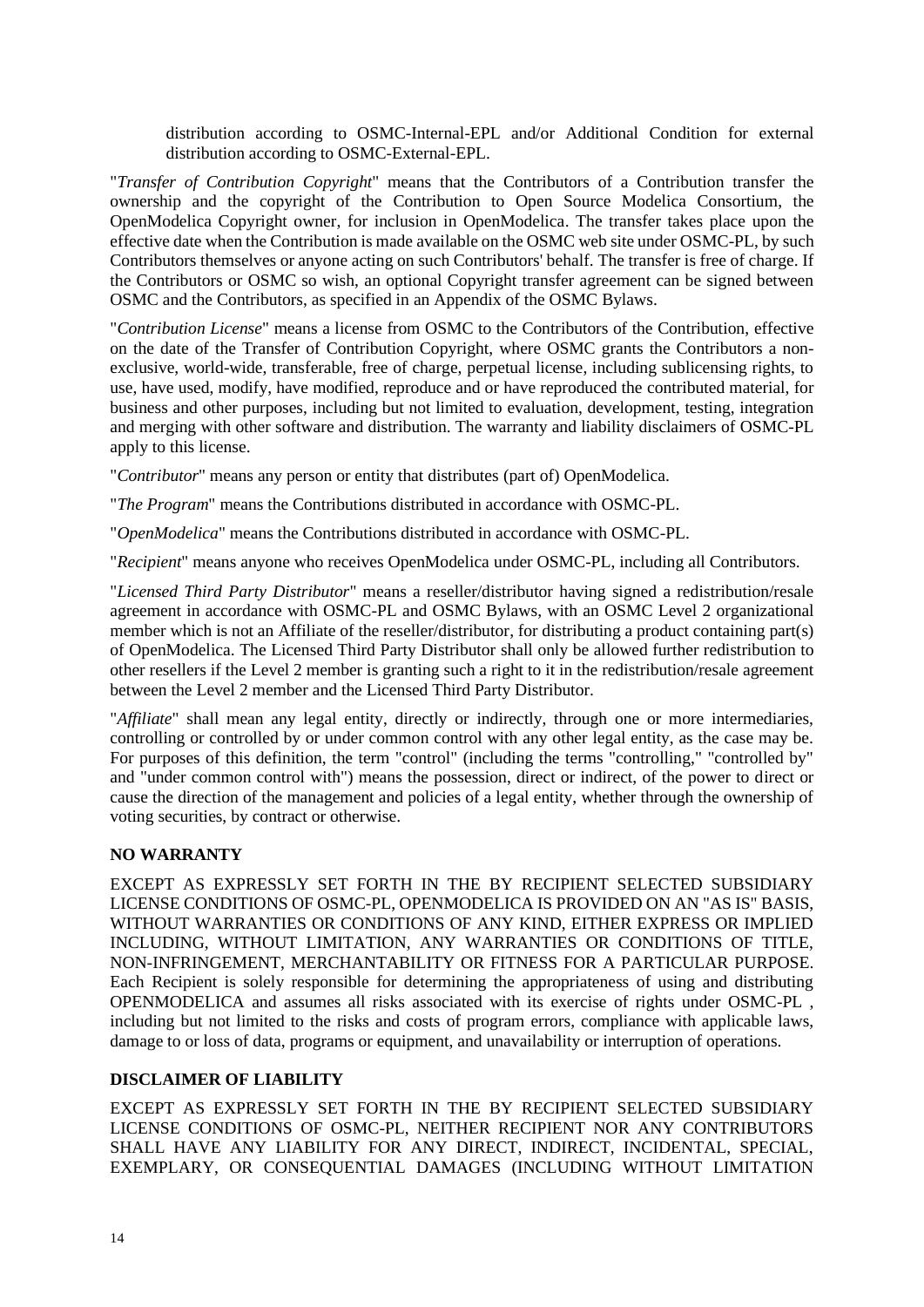distribution according to OSMC-Internal-EPL and/or Additional Condition for external distribution according to OSMC-External-EPL.

"*Transfer of Contribution Copyright*" means that the Contributors of a Contribution transfer the ownership and the copyright of the Contribution to Open Source Modelica Consortium, the OpenModelica Copyright owner, for inclusion in OpenModelica. The transfer takes place upon the effective date when the Contribution is made available on the OSMC web site under OSMC-PL, by such Contributors themselves or anyone acting on such Contributors' behalf. The transfer is free of charge. If the Contributors or OSMC so wish, an optional Copyright transfer agreement can be signed between OSMC and the Contributors, as specified in an Appendix of the OSMC Bylaws.

"*Contribution License*" means a license from OSMC to the Contributors of the Contribution, effective on the date of the Transfer of Contribution Copyright, where OSMC grants the Contributors a non-exclusive, world-wide, transferable, free of charge, perpetual license, including sublicensing rights, to use, have used, modify, have modified, reproduce and or have reproduced the contributed material, for business and other purposes, including but not limited to evaluation, development, testing, integration and merging with other software and distribution. The warranty and liability disclaimers of OSMC-PL apply to this license.

"*Contributor*" means any person or entity that distributes (part of) OpenModelica.

"*The Program*" means the Contributions distributed in accordance with OSMC-PL.

"*OpenModelica*" means the Contributions distributed in accordance with OSMC-PL.

"*Recipient*" means anyone who receives OpenModelica under OSMC-PL, including all Contributors.

"*Licensed Third Party Distributor*" means a reseller/distributor having signed a redistribution/resale agreement in accordance with OSMC-PL and OSMC Bylaws, with an OSMC Level 2 organizational member which is not an Affiliate of the reseller/distributor, for distributing a product containing part(s) of OpenModelica. The Licensed Third Party Distributor shall only be allowed further redistribution to other resellers if the Level 2 member is granting such a right to it in the redistribution/resale agreement between the Level 2 member and the Licensed Third Party Distributor.

"*Affiliate*" shall mean any legal entity, directly or indirectly, through one or more intermediaries, controlling or controlled by or under common control with any other legal entity, as the case may be. For purposes of this definition, the term "control" (including the terms "controlling," "controlled by" and "under common control with") means the possession, direct or indirect, of the power to direct or cause the direction of the management and policies of a legal entity, whether through the ownership of voting securities, by contract or otherwise.

**NO WARRANTY**

EXCEPT AS EXPRESSLY SET FORTH IN THE BY RECIPIENT SELECTED SUBSIDIARY LICENSE CONDITIONS OF OSMC-PL, OPENMODELICA IS PROVIDED ON AN "AS IS" BASIS, WITHOUT WARRANTIES OR CONDITIONS OF ANY KIND, EITHER EXPRESS OR IMPLIED INCLUDING, WITHOUT LIMITATION, ANY WARRANTIES OR CONDITIONS OF TITLE, NON-INFRINGEMENT, MERCHANTABILITY OR FITNESS FOR A PARTICULAR PURPOSE. Each Recipient is solely responsible for determining the appropriateness of using and distributing OPENMODELICA and assumes all risks associated with its exercise of rights under OSMC-PL , including but not limited to the risks and costs of program errors, compliance with applicable laws, damage to or loss of data, programs or equipment, and unavailability or interruption of operations.

**DISCLAIMER OF LIABILITY**

EXCEPT AS EXPRESSLY SET FORTH IN THE BY RECIPIENT SELECTED SUBSIDIARY LICENSE CONDITIONS OF OSMC-PL, NEITHER RECIPIENT NOR ANY CONTRIBUTORS SHALL HAVE ANY LIABILITY FOR ANY DIRECT, INDIRECT, INCIDENTAL, SPECIAL, EXEMPLARY, OR CONSEQUENTIAL DAMAGES (INCLUDING WITHOUT LIMITATION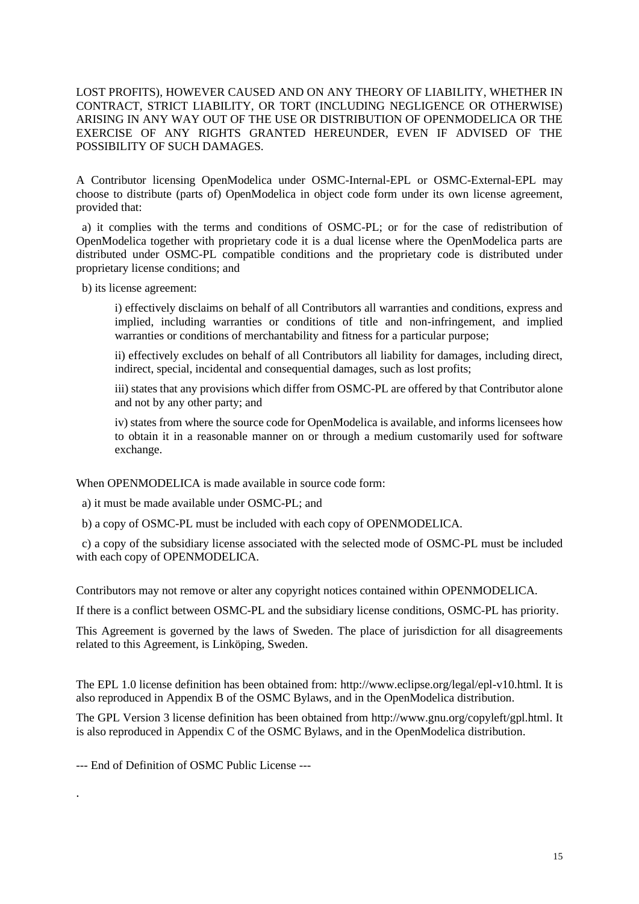LOST PROFITS), HOWEVER CAUSED AND ON ANY THEORY OF LIABILITY, WHETHER IN CONTRACT, STRICT LIABILITY, OR TORT (INCLUDING NEGLIGENCE OR OTHERWISE) ARISING IN ANY WAY OUT OF THE USE OR DISTRIBUTION OF OPENMODELICA OR THE EXERCISE OF ANY RIGHTS GRANTED HEREUNDER, EVEN IF ADVISED OF THE POSSIBILITY OF SUCH DAMAGES.

A Contributor licensing OpenModelica under OSMC-Internal-EPL or OSMC-External-EPL may choose to distribute (parts of) OpenModelica in object code form under its own license agreement, provided that:

a) it complies with the terms and conditions of OSMC-PL; or for the case of redistribution of OpenModelica together with proprietary code it is a dual license where the OpenModelica parts are distributed under OSMC-PL compatible conditions and the proprietary code is distributed under proprietary license conditions; and

b) its license agreement:

i) effectively disclaims on behalf of all Contributors all warranties and conditions, express and implied, including warranties or conditions of title and non-infringement, and implied warranties or conditions of merchantability and fitness for a particular purpose;

ii) effectively excludes on behalf of all Contributors all liability for damages, including direct, indirect, special, incidental and consequential damages, such as lost profits;

iii) states that any provisions which differ from OSMC-PL are offered by that Contributor alone and not by any other party; and

iv) states from where the source code for OpenModelica is available, and informs licensees how to obtain it in a reasonable manner on or through a medium customarily used for software exchange.

When OPENMODELICA is made available in source code form:

a) it must be made available under OSMC-PL; and

b) a copy of OSMC-PL must be included with each copy of OPENMODELICA.

c) a copy of the subsidiary license associated with the selected mode of OSMC-PL must be included with each copy of OPENMODELICA.

Contributors may not remove or alter any copyright notices contained within OPENMODELICA.

If there is a conflict between OSMC-PL and the subsidiary license conditions, OSMC-PL has priority.

This Agreement is governed by the laws of Sweden. The place of jurisdiction for all disagreements related to this Agreement, is Linköping, Sweden.

The EPL 1.0 license definition has been obtained from: http://www.eclipse.org/legal/epl-v10.html. It is also reproduced in Appendix B of the OSMC Bylaws, and in the OpenModelica distribution.

The GPL Version 3 license definition has been obtained from http://www.gnu.org/copyleft/gpl.html. It is also reproduced in Appendix C of the OSMC Bylaws, and in the OpenModelica distribution.

--- End of Definition of OSMC Public License ---

.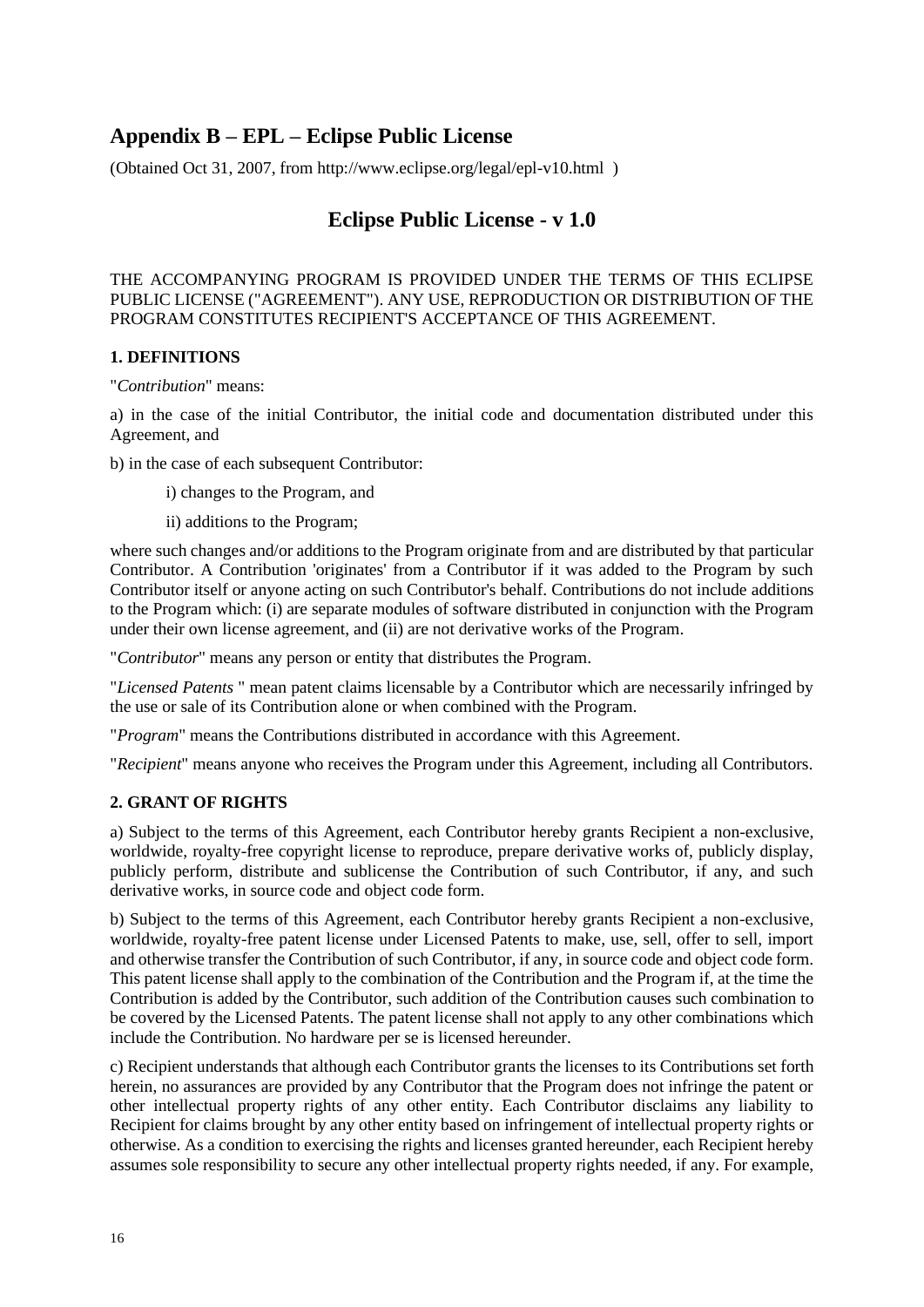## Appendix B – EPL – Eclipse Public License

(Obtained Oct 31, 2007, from http://www.eclipse.org/legal/epl-v10.html )

# Eclipse Public License - v 1.0

THE ACCOMPANYING PROGRAM IS PROVIDED UNDER THE TERMS OF THIS ECLIPSE PUBLIC LICENSE ("AGREEMENT"). ANY USE, REPRODUCTION OR DISTRIBUTION OF THE PROGRAM CONSTITUTES RECIPIENT'S ACCEPTANCE OF THIS AGREEMENT.

### 1. DEFINITIONS

"*Contribution*" means:

a) in the case of the initial Contributor, the initial code and documentation distributed under this Agreement, and

b) in the case of each subsequent Contributor:

i) changes to the Program, and

ii) additions to the Program;

where such changes and/or additions to the Program originate from and are distributed by that particular Contributor. A Contribution 'originates' from a Contributor if it was added to the Program by such Contributor itself or anyone acting on such Contributor's behalf. Contributions do not include additions to the Program which: (i) are separate modules of software distributed in conjunction with the Program under their own license agreement, and (ii) are not derivative works of the Program.

"*Contributor*" means any person or entity that distributes the Program.

"*Licensed Patents* " mean patent claims licensable by a Contributor which are necessarily infringed by the use or sale of its Contribution alone or when combined with the Program.

"*Program*" means the Contributions distributed in accordance with this Agreement.

"*Recipient*" means anyone who receives the Program under this Agreement, including all Contributors.

### 2. GRANT OF RIGHTS

a) Subject to the terms of this Agreement, each Contributor hereby grants Recipient a non-exclusive, worldwide, royalty-free copyright license to reproduce, prepare derivative works of, publicly display, publicly perform, distribute and sublicense the Contribution of such Contributor, if any, and such derivative works, in source code and object code form.

b) Subject to the terms of this Agreement, each Contributor hereby grants Recipient a non-exclusive, worldwide, royalty-free patent license under Licensed Patents to make, use, sell, offer to sell, import and otherwise transfer the Contribution of such Contributor, if any, in source code and object code form. This patent license shall apply to the combination of the Contribution and the Program if, at the time the Contribution is added by the Contributor, such addition of the Contribution causes such combination to be covered by the Licensed Patents. The patent license shall not apply to any other combinations which include the Contribution. No hardware per se is licensed hereunder.

c) Recipient understands that although each Contributor grants the licenses to its Contributions set forth herein, no assurances are provided by any Contributor that the Program does not infringe the patent or other intellectual property rights of any other entity. Each Contributor disclaims any liability to Recipient for claims brought by any other entity based on infringement of intellectual property rights or otherwise. As a condition to exercising the rights and licenses granted hereunder, each Recipient hereby assumes sole responsibility to secure any other intellectual property rights needed, if any. For example,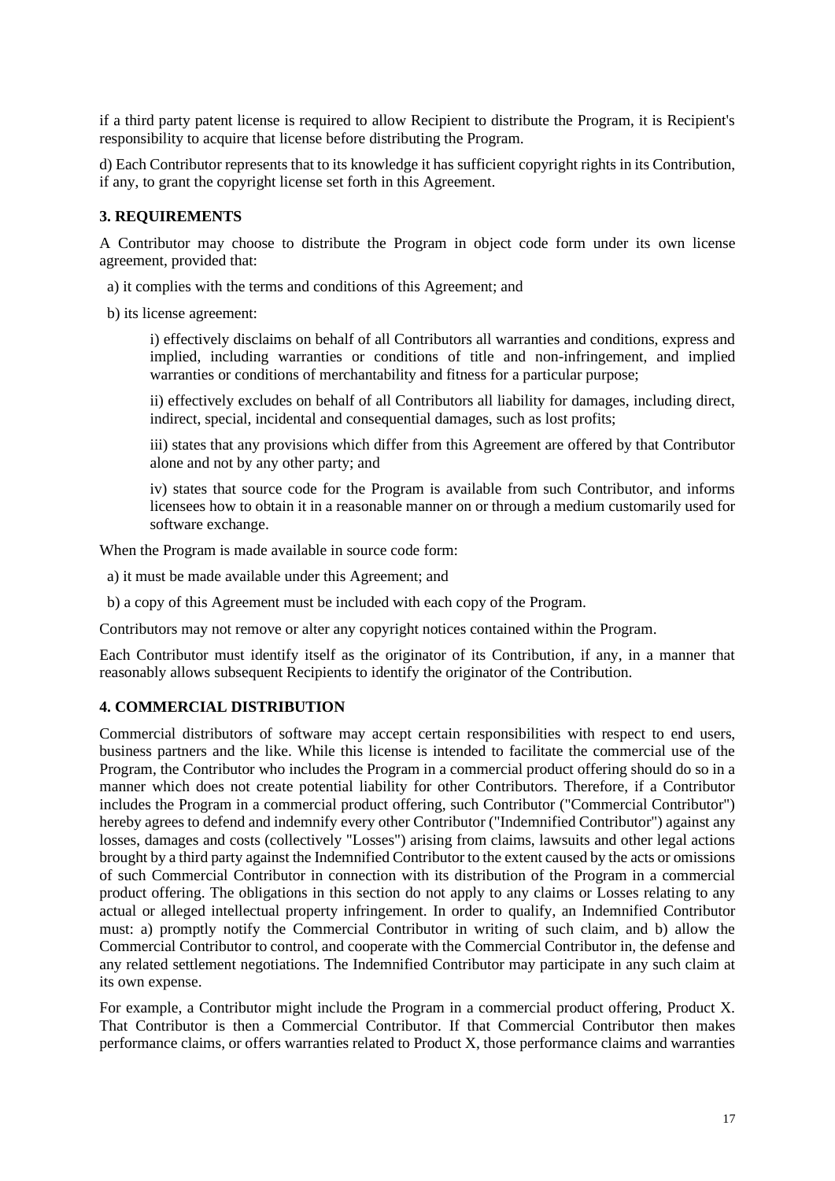if a third party patent license is required to allow Recipient to distribute the Program, it is Recipient's responsibility to acquire that license before distributing the Program.

d) Each Contributor represents that to its knowledge it has sufficient copyright rights in its Contribution, if any, to grant the copyright license set forth in this Agreement.

### 3. REQUIREMENTS

A Contributor may choose to distribute the Program in object code form under its own license agreement, provided that:

a) it complies with the terms and conditions of this Agreement; and

b) its license agreement:

i) effectively disclaims on behalf of all Contributors all warranties and conditions, express and implied, including warranties or conditions of title and non-infringement, and implied warranties or conditions of merchantability and fitness for a particular purpose;

ii) effectively excludes on behalf of all Contributors all liability for damages, including direct, indirect, special, incidental and consequential damages, such as lost profits;

iii) states that any provisions which differ from this Agreement are offered by that Contributor alone and not by any other party; and

iv) states that source code for the Program is available from such Contributor, and informs licensees how to obtain it in a reasonable manner on or through a medium customarily used for software exchange.

When the Program is made available in source code form:

a) it must be made available under this Agreement; and

b) a copy of this Agreement must be included with each copy of the Program.

Contributors may not remove or alter any copyright notices contained within the Program.

Each Contributor must identify itself as the originator of its Contribution, if any, in a manner that reasonably allows subsequent Recipients to identify the originator of the Contribution.

### 4. COMMERCIAL DISTRIBUTION

Commercial distributors of software may accept certain responsibilities with respect to end users, business partners and the like. While this license is intended to facilitate the commercial use of the Program, the Contributor who includes the Program in a commercial product offering should do so in a manner which does not create potential liability for other Contributors. Therefore, if a Contributor includes the Program in a commercial product offering, such Contributor ("Commercial Contributor") hereby agrees to defend and indemnify every other Contributor ("Indemnified Contributor") against any losses, damages and costs (collectively "Losses") arising from claims, lawsuits and other legal actions brought by a third party against the Indemnified Contributor to the extent caused by the acts or omissions of such Commercial Contributor in connection with its distribution of the Program in a commercial product offering. The obligations in this section do not apply to any claims or Losses relating to any actual or alleged intellectual property infringement. In order to qualify, an Indemnified Contributor must: a) promptly notify the Commercial Contributor in writing of such claim, and b) allow the Commercial Contributor to control, and cooperate with the Commercial Contributor in, the defense and any related settlement negotiations. The Indemnified Contributor may participate in any such claim at its own expense.

For example, a Contributor might include the Program in a commercial product offering, Product X. That Contributor is then a Commercial Contributor. If that Commercial Contributor then makes performance claims, or offers warranties related to Product X, those performance claims and warranties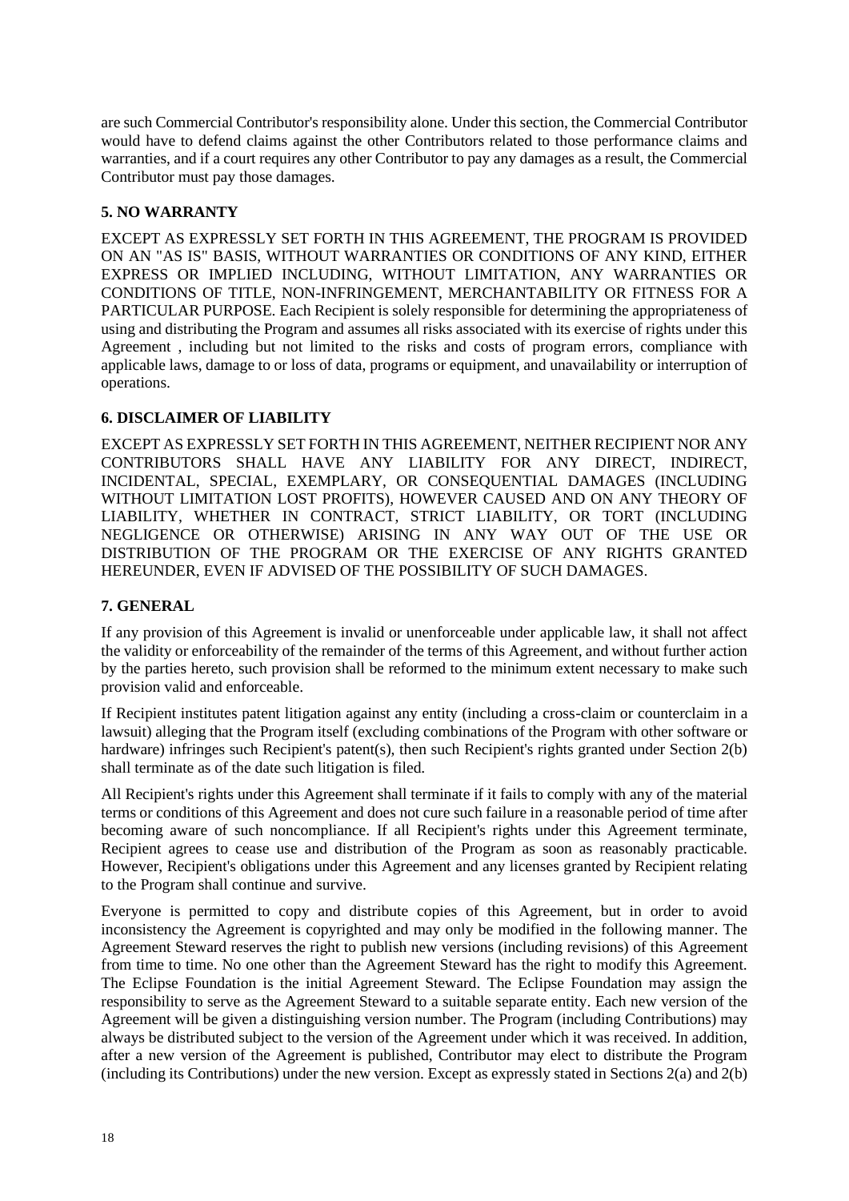are such Commercial Contributor's responsibility alone. Under this section, the Commercial Contributor would have to defend claims against the other Contributors related to those performance claims and warranties, and if a court requires any other Contributor to pay any damages as a result, the Commercial Contributor must pay those damages.

### 5. NO WARRANTY

EXCEPT AS EXPRESSLY SET FORTH IN THIS AGREEMENT, THE PROGRAM IS PROVIDED ON AN "AS IS" BASIS, WITHOUT WARRANTIES OR CONDITIONS OF ANY KIND, EITHER EXPRESS OR IMPLIED INCLUDING, WITHOUT LIMITATION, ANY WARRANTIES OR CONDITIONS OF TITLE, NON-INFRINGEMENT, MERCHANTABILITY OR FITNESS FOR A PARTICULAR PURPOSE. Each Recipient is solely responsible for determining the appropriateness of using and distributing the Program and assumes all risks associated with its exercise of rights under this Agreement , including but not limited to the risks and costs of program errors, compliance with applicable laws, damage to or loss of data, programs or equipment, and unavailability or interruption of operations.

### 6. DISCLAIMER OF LIABILITY

EXCEPT AS EXPRESSLY SET FORTH IN THIS AGREEMENT, NEITHER RECIPIENT NOR ANY CONTRIBUTORS SHALL HAVE ANY LIABILITY FOR ANY DIRECT, INDIRECT, INCIDENTAL, SPECIAL, EXEMPLARY, OR CONSEQUENTIAL DAMAGES (INCLUDING WITHOUT LIMITATION LOST PROFITS), HOWEVER CAUSED AND ON ANY THEORY OF LIABILITY, WHETHER IN CONTRACT, STRICT LIABILITY, OR TORT (INCLUDING NEGLIGENCE OR OTHERWISE) ARISING IN ANY WAY OUT OF THE USE OR DISTRIBUTION OF THE PROGRAM OR THE EXERCISE OF ANY RIGHTS GRANTED HEREUNDER, EVEN IF ADVISED OF THE POSSIBILITY OF SUCH DAMAGES.

### 7. GENERAL

If any provision of this Agreement is invalid or unenforceable under applicable law, it shall not affect the validity or enforceability of the remainder of the terms of this Agreement, and without further action by the parties hereto, such provision shall be reformed to the minimum extent necessary to make such provision valid and enforceable.

If Recipient institutes patent litigation against any entity (including a cross-claim or counterclaim in a lawsuit) alleging that the Program itself (excluding combinations of the Program with other software or hardware) infringes such Recipient's patent(s), then such Recipient's rights granted under Section 2(b) shall terminate as of the date such litigation is filed.

All Recipient's rights under this Agreement shall terminate if it fails to comply with any of the material terms or conditions of this Agreement and does not cure such failure in a reasonable period of time after becoming aware of such noncompliance. If all Recipient's rights under this Agreement terminate, Recipient agrees to cease use and distribution of the Program as soon as reasonably practicable. However, Recipient's obligations under this Agreement and any licenses granted by Recipient relating to the Program shall continue and survive.

Everyone is permitted to copy and distribute copies of this Agreement, but in order to avoid inconsistency the Agreement is copyrighted and may only be modified in the following manner. The Agreement Steward reserves the right to publish new versions (including revisions) of this Agreement from time to time. No one other than the Agreement Steward has the right to modify this Agreement. The Eclipse Foundation is the initial Agreement Steward. The Eclipse Foundation may assign the responsibility to serve as the Agreement Steward to a suitable separate entity. Each new version of the Agreement will be given a distinguishing version number. The Program (including Contributions) may always be distributed subject to the version of the Agreement under which it was received. In addition, after a new version of the Agreement is published, Contributor may elect to distribute the Program (including its Contributions) under the new version. Except as expressly stated in Sections 2(a) and 2(b)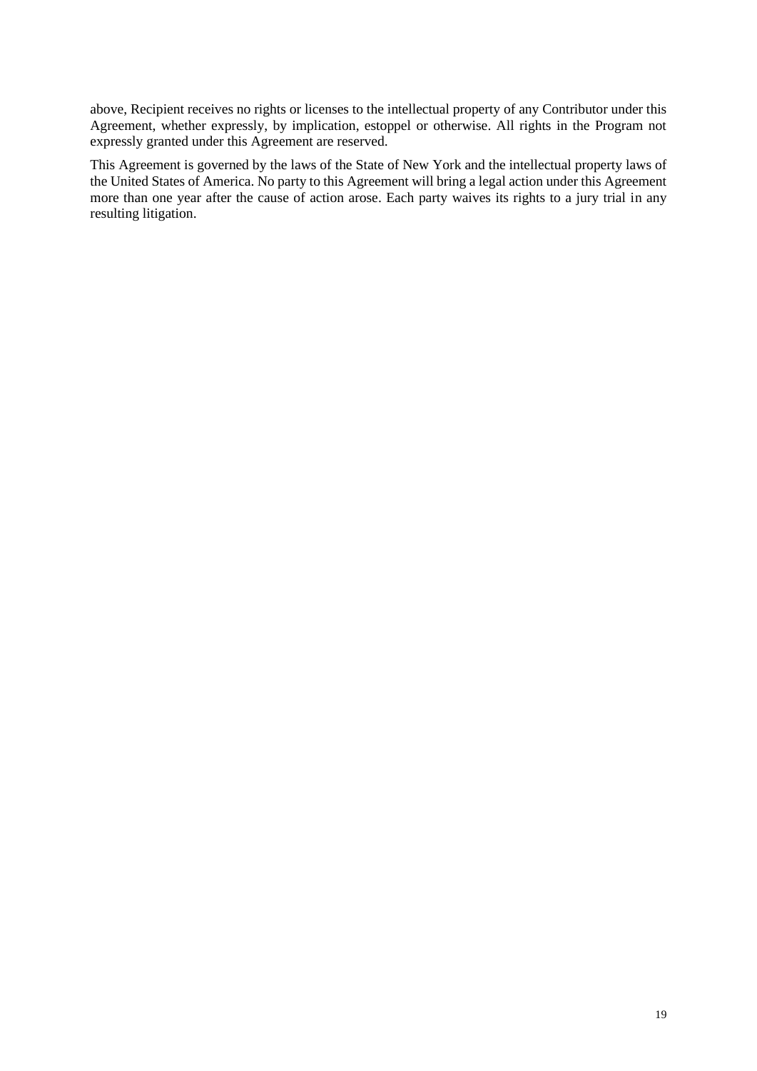above, Recipient receives no rights or licenses to the intellectual property of any Contributor under this Agreement, whether expressly, by implication, estoppel or otherwise. All rights in the Program not expressly granted under this Agreement are reserved.

This Agreement is governed by the laws of the State of New York and the intellectual property laws of the United States of America. No party to this Agreement will bring a legal action under this Agreement more than one year after the cause of action arose. Each party waives its rights to a jury trial in any resulting litigation.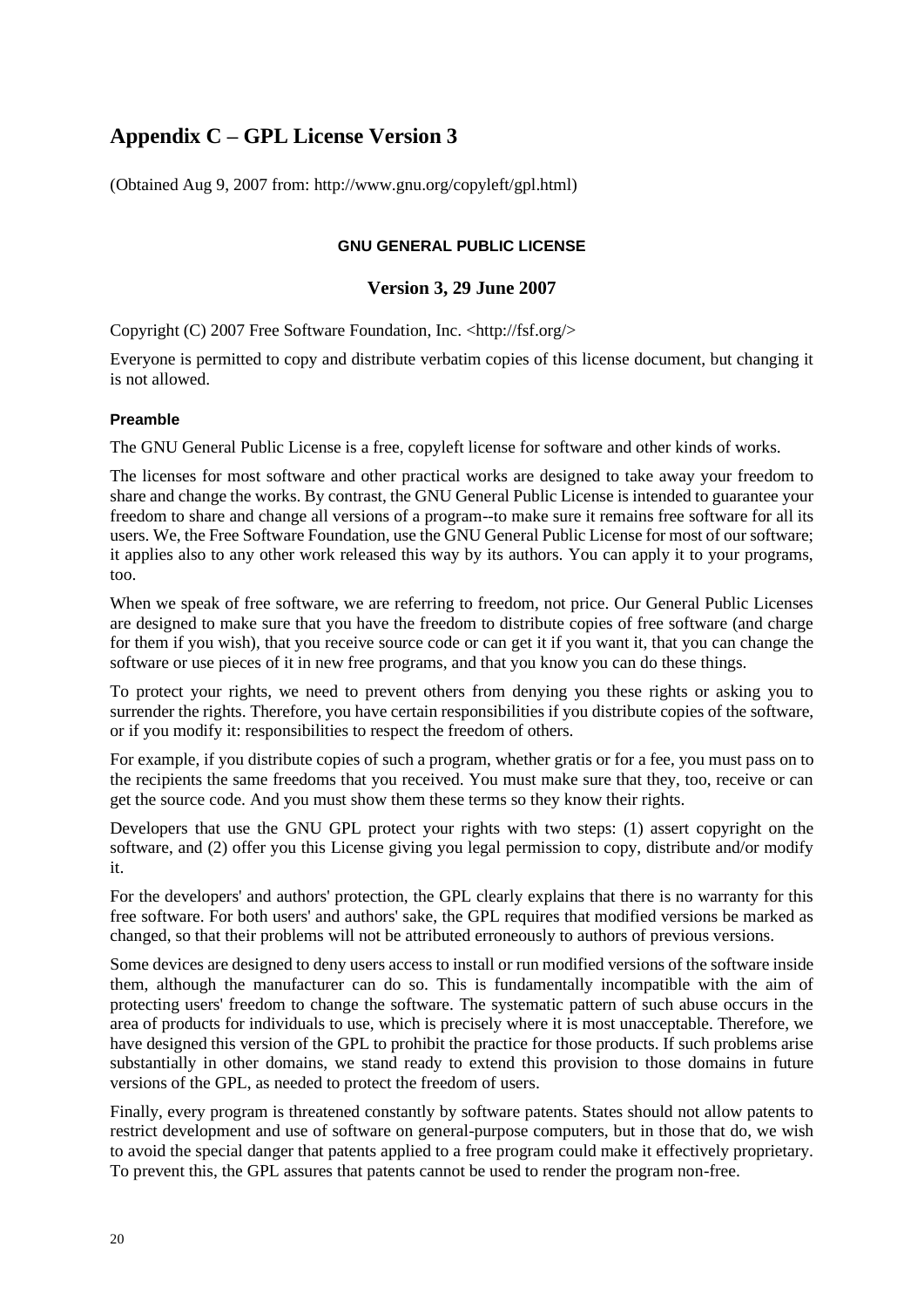# Appendix C – GPL License Version 3

(Obtained Aug 9, 2007 from: http://www.gnu.org/copyleft/gpl.html)

#### GNU GENERAL PUBLIC LICENSE

### Version 3, 29 June 2007

Copyright (C) 2007 Free Software Foundation, Inc. <http://fsf.org/>

Everyone is permitted to copy and distribute verbatim copies of this license document, but changing it is not allowed.

#### Preamble

The GNU General Public License is a free, copyleft license for software and other kinds of works.

The licenses for most software and other practical works are designed to take away your freedom to share and change the works. By contrast, the GNU General Public License is intended to guarantee your freedom to share and change all versions of a program--to make sure it remains free software for all its users. We, the Free Software Foundation, use the GNU General Public License for most of our software; it applies also to any other work released this way by its authors. You can apply it to your programs, too.

When we speak of free software, we are referring to freedom, not price. Our General Public Licenses are designed to make sure that you have the freedom to distribute copies of free software (and charge for them if you wish), that you receive source code or can get it if you want it, that you can change the software or use pieces of it in new free programs, and that you know you can do these things.

To protect your rights, we need to prevent others from denying you these rights or asking you to surrender the rights. Therefore, you have certain responsibilities if you distribute copies of the software, or if you modify it: responsibilities to respect the freedom of others.

For example, if you distribute copies of such a program, whether gratis or for a fee, you must pass on to the recipients the same freedoms that you received. You must make sure that they, too, receive or can get the source code. And you must show them these terms so they know their rights.

Developers that use the GNU GPL protect your rights with two steps: (1) assert copyright on the software, and (2) offer you this License giving you legal permission to copy, distribute and/or modify it.

For the developers' and authors' protection, the GPL clearly explains that there is no warranty for this free software. For both users' and authors' sake, the GPL requires that modified versions be marked as changed, so that their problems will not be attributed erroneously to authors of previous versions.

Some devices are designed to deny users access to install or run modified versions of the software inside them, although the manufacturer can do so. This is fundamentally incompatible with the aim of protecting users' freedom to change the software. The systematic pattern of such abuse occurs in the area of products for individuals to use, which is precisely where it is most unacceptable. Therefore, we have designed this version of the GPL to prohibit the practice for those products. If such problems arise substantially in other domains, we stand ready to extend this provision to those domains in future versions of the GPL, as needed to protect the freedom of users.

Finally, every program is threatened constantly by software patents. States should not allow patents to restrict development and use of software on general-purpose computers, but in those that do, we wish to avoid the special danger that patents applied to a free program could make it effectively proprietary. To prevent this, the GPL assures that patents cannot be used to render the program non-free.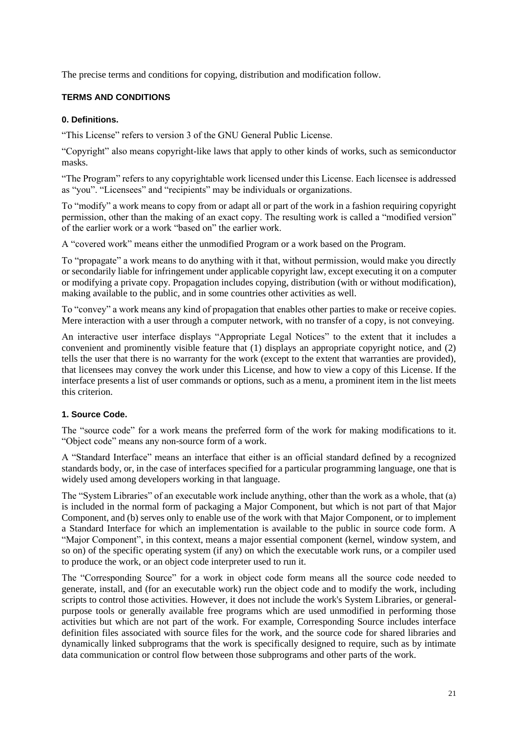The precise terms and conditions for copying, distribution and modification follow.

#### TERMS AND CONDITIONS

##### 0. Definitions.

“This License” refers to version 3 of the GNU General Public License.

“Copyright” also means copyright-like laws that apply to other kinds of works, such as semiconductor masks.

“The Program” refers to any copyrightable work licensed under this License. Each licensee is addressed as “you”. “Licensees” and “recipients” may be individuals or organizations.

To “modify” a work means to copy from or adapt all or part of the work in a fashion requiring copyright permission, other than the making of an exact copy. The resulting work is called a “modified version” of the earlier work or a work “based on” the earlier work.

A “covered work” means either the unmodified Program or a work based on the Program.

To “propagate” a work means to do anything with it that, without permission, would make you directly or secondarily liable for infringement under applicable copyright law, except executing it on a computer or modifying a private copy. Propagation includes copying, distribution (with or without modification), making available to the public, and in some countries other activities as well.

To “convey” a work means any kind of propagation that enables other parties to make or receive copies. Mere interaction with a user through a computer network, with no transfer of a copy, is not conveying.

An interactive user interface displays “Appropriate Legal Notices” to the extent that it includes a convenient and prominently visible feature that (1) displays an appropriate copyright notice, and (2) tells the user that there is no warranty for the work (except to the extent that warranties are provided), that licensees may convey the work under this License, and how to view a copy of this License. If the interface presents a list of user commands or options, such as a menu, a prominent item in the list meets this criterion.

##### 1. Source Code.

The “source code” for a work means the preferred form of the work for making modifications to it. “Object code” means any non-source form of a work.

A “Standard Interface” means an interface that either is an official standard defined by a recognized standards body, or, in the case of interfaces specified for a particular programming language, one that is widely used among developers working in that language.

The “System Libraries” of an executable work include anything, other than the work as a whole, that (a) is included in the normal form of packaging a Major Component, but which is not part of that Major Component, and (b) serves only to enable use of the work with that Major Component, or to implement a Standard Interface for which an implementation is available to the public in source code form. A “Major Component”, in this context, means a major essential component (kernel, window system, and so on) of the specific operating system (if any) on which the executable work runs, or a compiler used to produce the work, or an object code interpreter used to run it.

The “Corresponding Source” for a work in object code form means all the source code needed to generate, install, and (for an executable work) run the object code and to modify the work, including scripts to control those activities. However, it does not include the work's System Libraries, or general-purpose tools or generally available free programs which are used unmodified in performing those activities but which are not part of the work. For example, Corresponding Source includes interface definition files associated with source files for the work, and the source code for shared libraries and dynamically linked subprograms that the work is specifically designed to require, such as by intimate data communication or control flow between those subprograms and other parts of the work.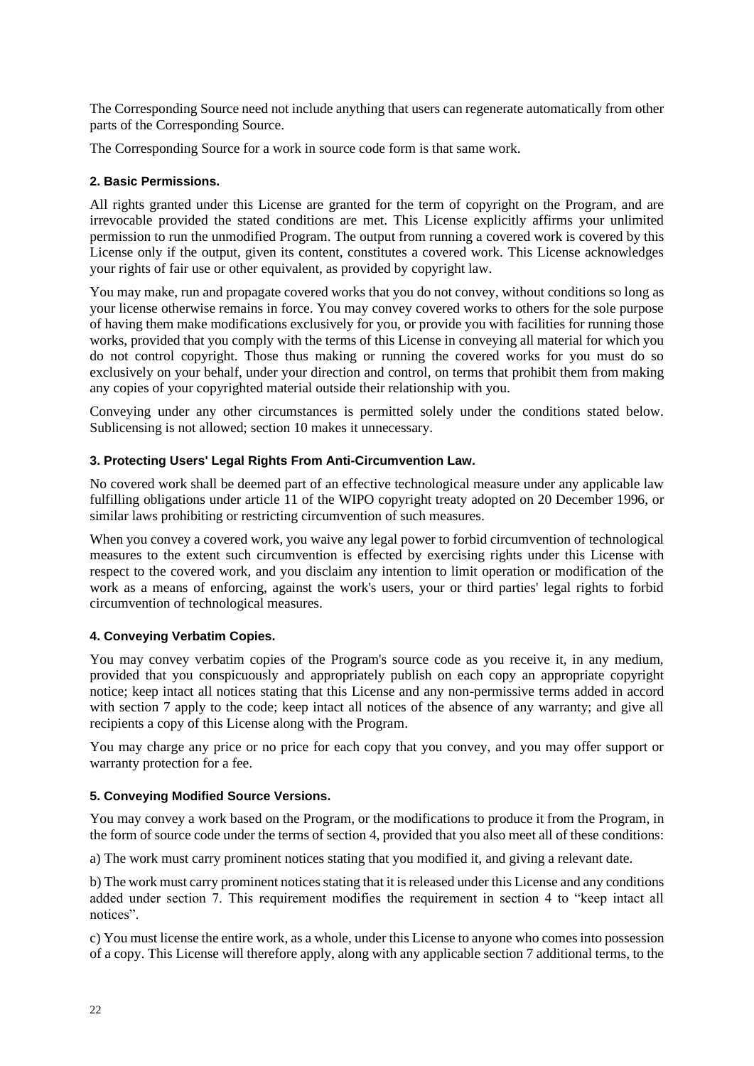The Corresponding Source need not include anything that users can regenerate automatically from other parts of the Corresponding Source.

The Corresponding Source for a work in source code form is that same work.

#### 2. Basic Permissions.

All rights granted under this License are granted for the term of copyright on the Program, and are irrevocable provided the stated conditions are met. This License explicitly affirms your unlimited permission to run the unmodified Program. The output from running a covered work is covered by this License only if the output, given its content, constitutes a covered work. This License acknowledges your rights of fair use or other equivalent, as provided by copyright law.

You may make, run and propagate covered works that you do not convey, without conditions so long as your license otherwise remains in force. You may convey covered works to others for the sole purpose of having them make modifications exclusively for you, or provide you with facilities for running those works, provided that you comply with the terms of this License in conveying all material for which you do not control copyright. Those thus making or running the covered works for you must do so exclusively on your behalf, under your direction and control, on terms that prohibit them from making any copies of your copyrighted material outside their relationship with you.

Conveying under any other circumstances is permitted solely under the conditions stated below. Sublicensing is not allowed; section 10 makes it unnecessary.

#### 3. Protecting Users' Legal Rights From Anti-Circumvention Law.

No covered work shall be deemed part of an effective technological measure under any applicable law fulfilling obligations under article 11 of the WIPO copyright treaty adopted on 20 December 1996, or similar laws prohibiting or restricting circumvention of such measures.

When you convey a covered work, you waive any legal power to forbid circumvention of technological measures to the extent such circumvention is effected by exercising rights under this License with respect to the covered work, and you disclaim any intention to limit operation or modification of the work as a means of enforcing, against the work's users, your or third parties' legal rights to forbid circumvention of technological measures.

#### 4. Conveying Verbatim Copies.

You may convey verbatim copies of the Program's source code as you receive it, in any medium, provided that you conspicuously and appropriately publish on each copy an appropriate copyright notice; keep intact all notices stating that this License and any non-permissive terms added in accord with section 7 apply to the code; keep intact all notices of the absence of any warranty; and give all recipients a copy of this License along with the Program.

You may charge any price or no price for each copy that you convey, and you may offer support or warranty protection for a fee.

#### 5. Conveying Modified Source Versions.

You may convey a work based on the Program, or the modifications to produce it from the Program, in the form of source code under the terms of section 4, provided that you also meet all of these conditions:

a) The work must carry prominent notices stating that you modified it, and giving a relevant date.

b) The work must carry prominent notices stating that it is released under this License and any conditions added under section 7. This requirement modifies the requirement in section 4 to "keep intact all notices".

c) You must license the entire work, as a whole, under this License to anyone who comes into possession of a copy. This License will therefore apply, along with any applicable section 7 additional terms, to the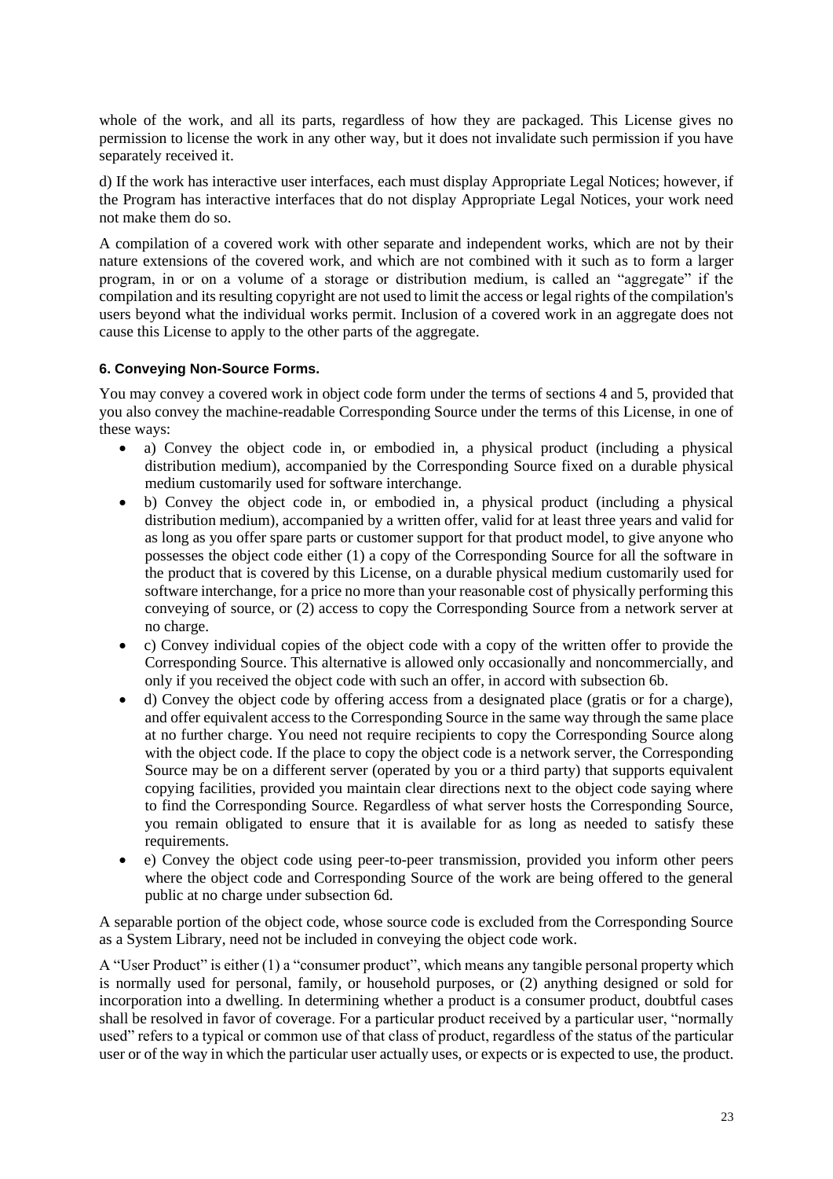whole of the work, and all its parts, regardless of how they are packaged. This License gives no permission to license the work in any other way, but it does not invalidate such permission if you have separately received it.

d) If the work has interactive user interfaces, each must display Appropriate Legal Notices; however, if the Program has interactive interfaces that do not display Appropriate Legal Notices, your work need not make them do so.

A compilation of a covered work with other separate and independent works, which are not by their nature extensions of the covered work, and which are not combined with it such as to form a larger program, in or on a volume of a storage or distribution medium, is called an "aggregate" if the compilation and its resulting copyright are not used to limit the access or legal rights of the compilation's users beyond what the individual works permit. Inclusion of a covered work in an aggregate does not cause this License to apply to the other parts of the aggregate.

#### 6. Conveying Non-Source Forms.

You may convey a covered work in object code form under the terms of sections 4 and 5, provided that you also convey the machine-readable Corresponding Source under the terms of this License, in one of these ways:

- a) Convey the object code in, or embodied in, a physical product (including a physical distribution medium), accompanied by the Corresponding Source fixed on a durable physical medium customarily used for software interchange.
- b) Convey the object code in, or embodied in, a physical product (including a physical distribution medium), accompanied by a written offer, valid for at least three years and valid for as long as you offer spare parts or customer support for that product model, to give anyone who possesses the object code either (1) a copy of the Corresponding Source for all the software in the product that is covered by this License, on a durable physical medium customarily used for software interchange, for a price no more than your reasonable cost of physically performing this conveying of source, or (2) access to copy the Corresponding Source from a network server at no charge.
- c) Convey individual copies of the object code with a copy of the written offer to provide the Corresponding Source. This alternative is allowed only occasionally and noncommercially, and only if you received the object code with such an offer, in accord with subsection 6b.
- d) Convey the object code by offering access from a designated place (gratis or for a charge), and offer equivalent access to the Corresponding Source in the same way through the same place at no further charge. You need not require recipients to copy the Corresponding Source along with the object code. If the place to copy the object code is a network server, the Corresponding Source may be on a different server (operated by you or a third party) that supports equivalent copying facilities, provided you maintain clear directions next to the object code saying where to find the Corresponding Source. Regardless of what server hosts the Corresponding Source, you remain obligated to ensure that it is available for as long as needed to satisfy these requirements.
- e) Convey the object code using peer-to-peer transmission, provided you inform other peers where the object code and Corresponding Source of the work are being offered to the general public at no charge under subsection 6d.

A separable portion of the object code, whose source code is excluded from the Corresponding Source as a System Library, need not be included in conveying the object code work.

A "User Product" is either (1) a "consumer product", which means any tangible personal property which is normally used for personal, family, or household purposes, or (2) anything designed or sold for incorporation into a dwelling. In determining whether a product is a consumer product, doubtful cases shall be resolved in favor of coverage. For a particular product received by a particular user, "normally used" refers to a typical or common use of that class of product, regardless of the status of the particular user or of the way in which the particular user actually uses, or expects or is expected to use, the product.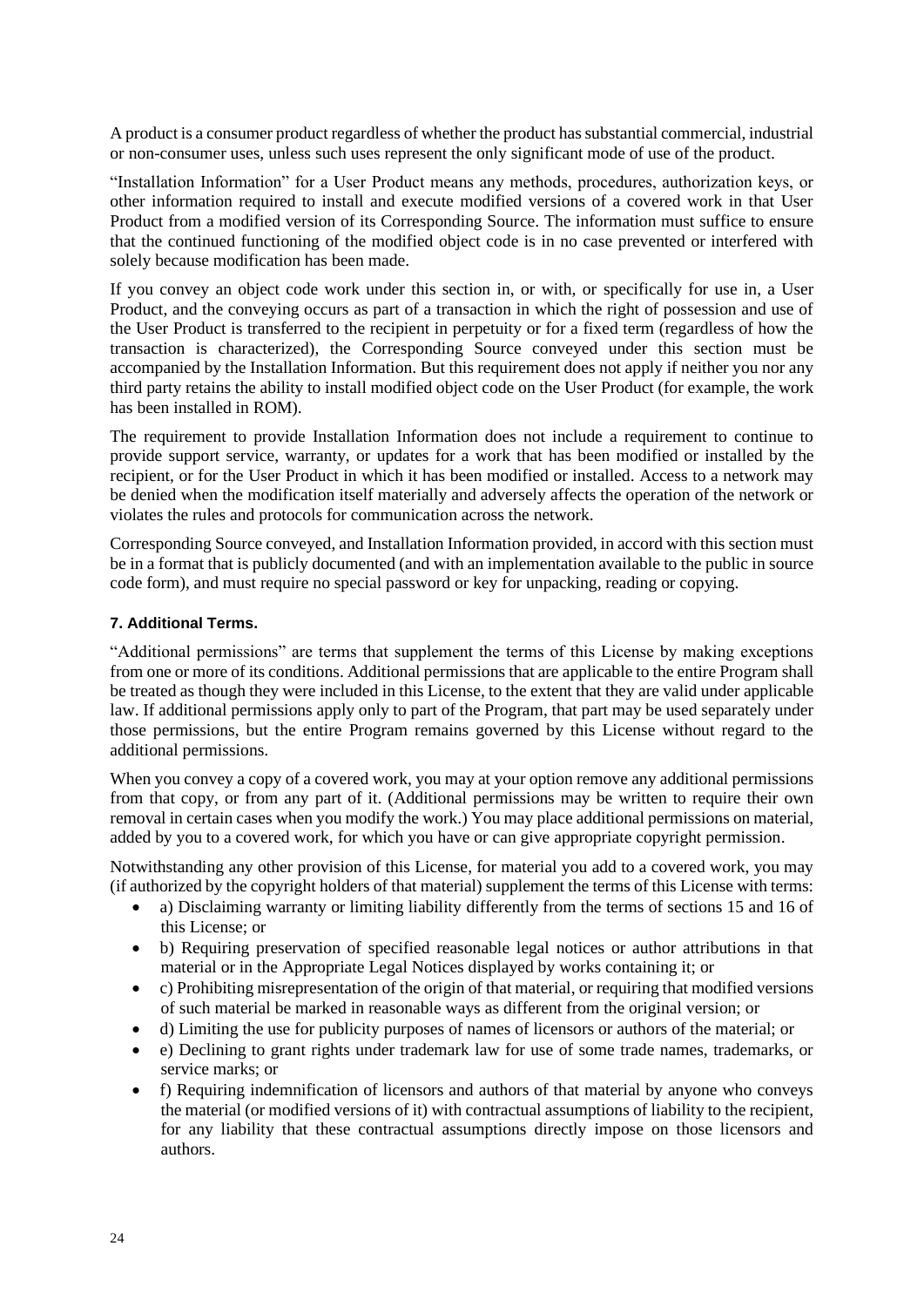A product is a consumer product regardless of whether the product has substantial commercial, industrial or non-consumer uses, unless such uses represent the only significant mode of use of the product.

"Installation Information" for a User Product means any methods, procedures, authorization keys, or other information required to install and execute modified versions of a covered work in that User Product from a modified version of its Corresponding Source. The information must suffice to ensure that the continued functioning of the modified object code is in no case prevented or interfered with solely because modification has been made.

If you convey an object code work under this section in, or with, or specifically for use in, a User Product, and the conveying occurs as part of a transaction in which the right of possession and use of the User Product is transferred to the recipient in perpetuity or for a fixed term (regardless of how the transaction is characterized), the Corresponding Source conveyed under this section must be accompanied by the Installation Information. But this requirement does not apply if neither you nor any third party retains the ability to install modified object code on the User Product (for example, the work has been installed in ROM).

The requirement to provide Installation Information does not include a requirement to continue to provide support service, warranty, or updates for a work that has been modified or installed by the recipient, or for the User Product in which it has been modified or installed. Access to a network may be denied when the modification itself materially and adversely affects the operation of the network or violates the rules and protocols for communication across the network.

Corresponding Source conveyed, and Installation Information provided, in accord with this section must be in a format that is publicly documented (and with an implementation available to the public in source code form), and must require no special password or key for unpacking, reading or copying.

#### 7. Additional Terms.

"Additional permissions" are terms that supplement the terms of this License by making exceptions from one or more of its conditions. Additional permissions that are applicable to the entire Program shall be treated as though they were included in this License, to the extent that they are valid under applicable law. If additional permissions apply only to part of the Program, that part may be used separately under those permissions, but the entire Program remains governed by this License without regard to the additional permissions.

When you convey a copy of a covered work, you may at your option remove any additional permissions from that copy, or from any part of it. (Additional permissions may be written to require their own removal in certain cases when you modify the work.) You may place additional permissions on material, added by you to a covered work, for which you have or can give appropriate copyright permission.

Notwithstanding any other provision of this License, for material you add to a covered work, you may (if authorized by the copyright holders of that material) supplement the terms of this License with terms:

- a) Disclaiming warranty or limiting liability differently from the terms of sections 15 and 16 of this License; or
- b) Requiring preservation of specified reasonable legal notices or author attributions in that material or in the Appropriate Legal Notices displayed by works containing it; or
- c) Prohibiting misrepresentation of the origin of that material, or requiring that modified versions of such material be marked in reasonable ways as different from the original version; or
- d) Limiting the use for publicity purposes of names of licensors or authors of the material; or
- e) Declining to grant rights under trademark law for use of some trade names, trademarks, or service marks; or
- f) Requiring indemnification of licensors and authors of that material by anyone who conveys the material (or modified versions of it) with contractual assumptions of liability to the recipient, for any liability that these contractual assumptions directly impose on those licensors and authors.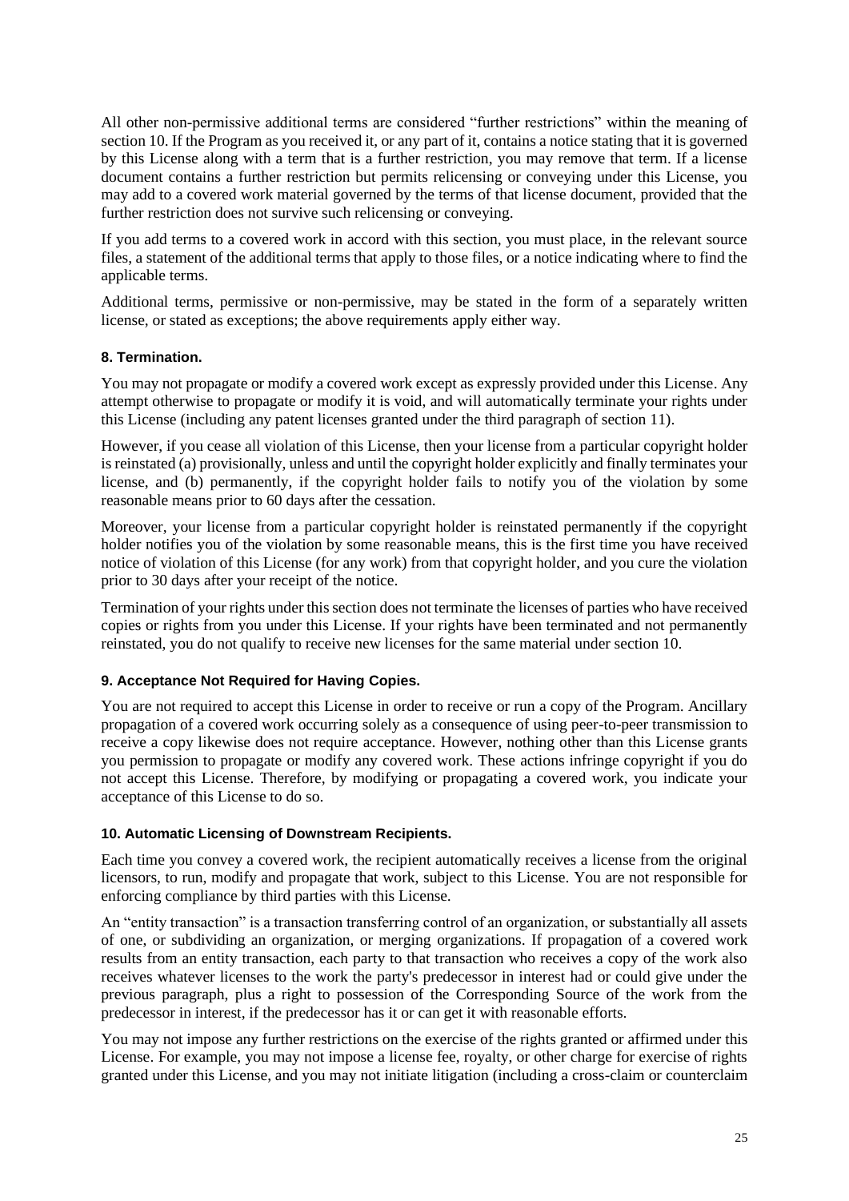All other non-permissive additional terms are considered "further restrictions" within the meaning of section 10. If the Program as you received it, or any part of it, contains a notice stating that it is governed by this License along with a term that is a further restriction, you may remove that term. If a license document contains a further restriction but permits relicensing or conveying under this License, you may add to a covered work material governed by the terms of that license document, provided that the further restriction does not survive such relicensing or conveying.

If you add terms to a covered work in accord with this section, you must place, in the relevant source files, a statement of the additional terms that apply to those files, or a notice indicating where to find the applicable terms.

Additional terms, permissive or non-permissive, may be stated in the form of a separately written license, or stated as exceptions; the above requirements apply either way.

**8. Termination.**

You may not propagate or modify a covered work except as expressly provided under this License. Any attempt otherwise to propagate or modify it is void, and will automatically terminate your rights under this License (including any patent licenses granted under the third paragraph of section 11).

However, if you cease all violation of this License, then your license from a particular copyright holder is reinstated (a) provisionally, unless and until the copyright holder explicitly and finally terminates your license, and (b) permanently, if the copyright holder fails to notify you of the violation by some reasonable means prior to 60 days after the cessation.

Moreover, your license from a particular copyright holder is reinstated permanently if the copyright holder notifies you of the violation by some reasonable means, this is the first time you have received notice of violation of this License (for any work) from that copyright holder, and you cure the violation prior to 30 days after your receipt of the notice.

Termination of your rights under this section does not terminate the licenses of parties who have received copies or rights from you under this License. If your rights have been terminated and not permanently reinstated, you do not qualify to receive new licenses for the same material under section 10.

**9. Acceptance Not Required for Having Copies.**

You are not required to accept this License in order to receive or run a copy of the Program. Ancillary propagation of a covered work occurring solely as a consequence of using peer-to-peer transmission to receive a copy likewise does not require acceptance. However, nothing other than this License grants you permission to propagate or modify any covered work. These actions infringe copyright if you do not accept this License. Therefore, by modifying or propagating a covered work, you indicate your acceptance of this License to do so.

**10. Automatic Licensing of Downstream Recipients.**

Each time you convey a covered work, the recipient automatically receives a license from the original licensors, to run, modify and propagate that work, subject to this License. You are not responsible for enforcing compliance by third parties with this License.

An "entity transaction" is a transaction transferring control of an organization, or substantially all assets of one, or subdividing an organization, or merging organizations. If propagation of a covered work results from an entity transaction, each party to that transaction who receives a copy of the work also receives whatever licenses to the work the party's predecessor in interest had or could give under the previous paragraph, plus a right to possession of the Corresponding Source of the work from the predecessor in interest, if the predecessor has it or can get it with reasonable efforts.

You may not impose any further restrictions on the exercise of the rights granted or affirmed under this License. For example, you may not impose a license fee, royalty, or other charge for exercise of rights granted under this License, and you may not initiate litigation (including a cross-claim or counterclaim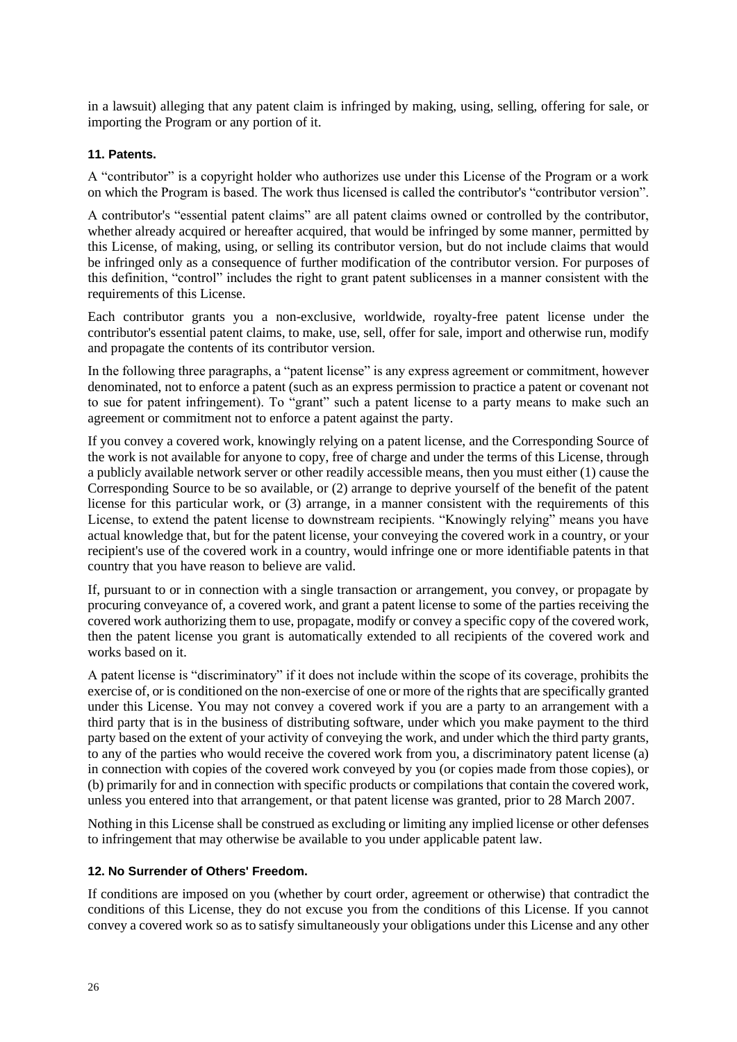in a lawsuit) alleging that any patent claim is infringed by making, using, selling, offering for sale, or importing the Program or any portion of it.

#### 11. Patents.

A “contributor” is a copyright holder who authorizes use under this License of the Program or a work on which the Program is based. The work thus licensed is called the contributor's “contributor version”.

A contributor's “essential patent claims” are all patent claims owned or controlled by the contributor, whether already acquired or hereafter acquired, that would be infringed by some manner, permitted by this License, of making, using, or selling its contributor version, but do not include claims that would be infringed only as a consequence of further modification of the contributor version. For purposes of this definition, “control” includes the right to grant patent sublicenses in a manner consistent with the requirements of this License.

Each contributor grants you a non-exclusive, worldwide, royalty-free patent license under the contributor's essential patent claims, to make, use, sell, offer for sale, import and otherwise run, modify and propagate the contents of its contributor version.

In the following three paragraphs, a “patent license” is any express agreement or commitment, however denominated, not to enforce a patent (such as an express permission to practice a patent or covenant not to sue for patent infringement). To “grant” such a patent license to a party means to make such an agreement or commitment not to enforce a patent against the party.

If you convey a covered work, knowingly relying on a patent license, and the Corresponding Source of the work is not available for anyone to copy, free of charge and under the terms of this License, through a publicly available network server or other readily accessible means, then you must either (1) cause the Corresponding Source to be so available, or (2) arrange to deprive yourself of the benefit of the patent license for this particular work, or (3) arrange, in a manner consistent with the requirements of this License, to extend the patent license to downstream recipients. “Knowingly relying” means you have actual knowledge that, but for the patent license, your conveying the covered work in a country, or your recipient's use of the covered work in a country, would infringe one or more identifiable patents in that country that you have reason to believe are valid.

If, pursuant to or in connection with a single transaction or arrangement, you convey, or propagate by procuring conveyance of, a covered work, and grant a patent license to some of the parties receiving the covered work authorizing them to use, propagate, modify or convey a specific copy of the covered work, then the patent license you grant is automatically extended to all recipients of the covered work and works based on it.

A patent license is “discriminatory” if it does not include within the scope of its coverage, prohibits the exercise of, or is conditioned on the non-exercise of one or more of the rights that are specifically granted under this License. You may not convey a covered work if you are a party to an arrangement with a third party that is in the business of distributing software, under which you make payment to the third party based on the extent of your activity of conveying the work, and under which the third party grants, to any of the parties who would receive the covered work from you, a discriminatory patent license (a) in connection with copies of the covered work conveyed by you (or copies made from those copies), or (b) primarily for and in connection with specific products or compilations that contain the covered work, unless you entered into that arrangement, or that patent license was granted, prior to 28 March 2007.

Nothing in this License shall be construed as excluding or limiting any implied license or other defenses to infringement that may otherwise be available to you under applicable patent law.

#### 12. No Surrender of Others' Freedom.

If conditions are imposed on you (whether by court order, agreement or otherwise) that contradict the conditions of this License, they do not excuse you from the conditions of this License. If you cannot convey a covered work so as to satisfy simultaneously your obligations under this License and any other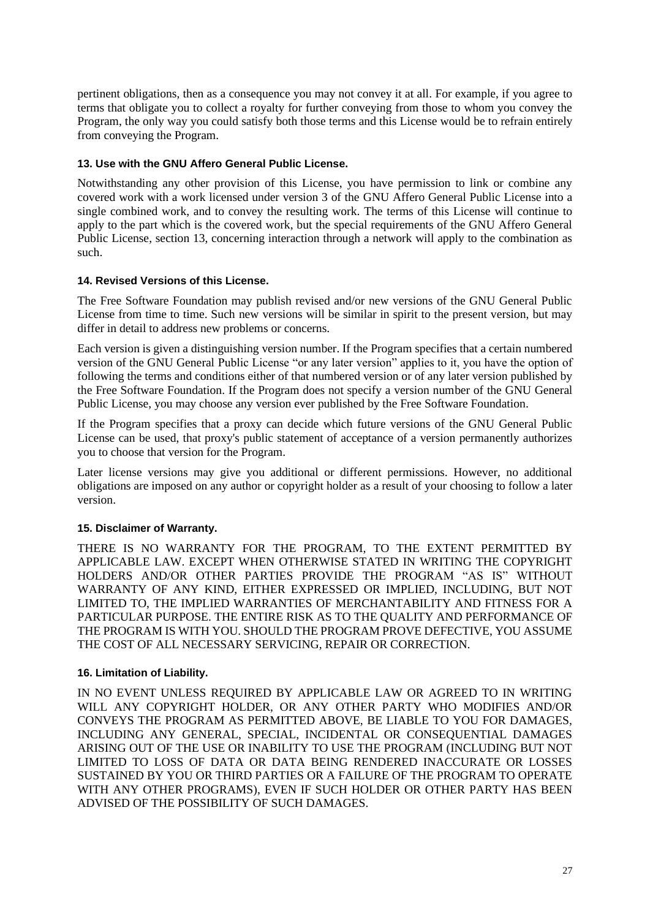pertinent obligations, then as a consequence you may not convey it at all. For example, if you agree to terms that obligate you to collect a royalty for further conveying from those to whom you convey the Program, the only way you could satisfy both those terms and this License would be to refrain entirely from conveying the Program.

#### 13. Use with the GNU Affero General Public License.

Notwithstanding any other provision of this License, you have permission to link or combine any covered work with a work licensed under version 3 of the GNU Affero General Public License into a single combined work, and to convey the resulting work. The terms of this License will continue to apply to the part which is the covered work, but the special requirements of the GNU Affero General Public License, section 13, concerning interaction through a network will apply to the combination as such.

#### 14. Revised Versions of this License.

The Free Software Foundation may publish revised and/or new versions of the GNU General Public License from time to time. Such new versions will be similar in spirit to the present version, but may differ in detail to address new problems or concerns.

Each version is given a distinguishing version number. If the Program specifies that a certain numbered version of the GNU General Public License "or any later version" applies to it, you have the option of following the terms and conditions either of that numbered version or of any later version published by the Free Software Foundation. If the Program does not specify a version number of the GNU General Public License, you may choose any version ever published by the Free Software Foundation.

If the Program specifies that a proxy can decide which future versions of the GNU General Public License can be used, that proxy's public statement of acceptance of a version permanently authorizes you to choose that version for the Program.

Later license versions may give you additional or different permissions. However, no additional obligations are imposed on any author or copyright holder as a result of your choosing to follow a later version.

#### 15. Disclaimer of Warranty.

THERE IS NO WARRANTY FOR THE PROGRAM, TO THE EXTENT PERMITTED BY APPLICABLE LAW. EXCEPT WHEN OTHERWISE STATED IN WRITING THE COPYRIGHT HOLDERS AND/OR OTHER PARTIES PROVIDE THE PROGRAM "AS IS" WITHOUT WARRANTY OF ANY KIND, EITHER EXPRESSED OR IMPLIED, INCLUDING, BUT NOT LIMITED TO, THE IMPLIED WARRANTIES OF MERCHANTABILITY AND FITNESS FOR A PARTICULAR PURPOSE. THE ENTIRE RISK AS TO THE QUALITY AND PERFORMANCE OF THE PROGRAM IS WITH YOU. SHOULD THE PROGRAM PROVE DEFECTIVE, YOU ASSUME THE COST OF ALL NECESSARY SERVICING, REPAIR OR CORRECTION.

#### 16. Limitation of Liability.

IN NO EVENT UNLESS REQUIRED BY APPLICABLE LAW OR AGREED TO IN WRITING WILL ANY COPYRIGHT HOLDER, OR ANY OTHER PARTY WHO MODIFIES AND/OR CONVEYS THE PROGRAM AS PERMITTED ABOVE, BE LIABLE TO YOU FOR DAMAGES, INCLUDING ANY GENERAL, SPECIAL, INCIDENTAL OR CONSEQUENTIAL DAMAGES ARISING OUT OF THE USE OR INABILITY TO USE THE PROGRAM (INCLUDING BUT NOT LIMITED TO LOSS OF DATA OR DATA BEING RENDERED INACCURATE OR LOSSES SUSTAINED BY YOU OR THIRD PARTIES OR A FAILURE OF THE PROGRAM TO OPERATE WITH ANY OTHER PROGRAMS), EVEN IF SUCH HOLDER OR OTHER PARTY HAS BEEN ADVISED OF THE POSSIBILITY OF SUCH DAMAGES.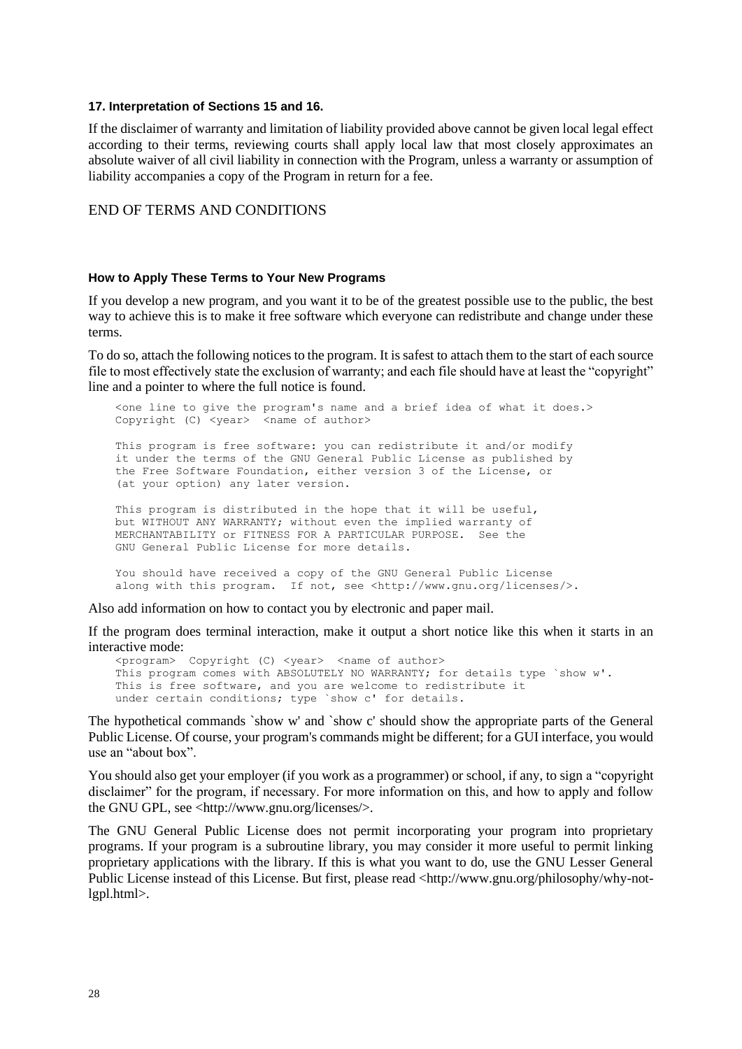### 17. Interpretation of Sections 15 and 16.

If the disclaimer of warranty and limitation of liability provided above cannot be given local legal effect according to their terms, reviewing courts shall apply local law that most closely approximates an absolute waiver of all civil liability in connection with the Program, unless a warranty or assumption of liability accompanies a copy of the Program in return for a fee.

END OF TERMS AND CONDITIONS

### How to Apply These Terms to Your New Programs

If you develop a new program, and you want it to be of the greatest possible use to the public, the best way to achieve this is to make it free software which everyone can redistribute and change under these terms.

To do so, attach the following notices to the program. It is safest to attach them to the start of each source file to most effectively state the exclusion of warranty; and each file should have at least the "copyright" line and a pointer to where the full notice is found.

```
<one line to give the program's name and a brief idea of what it does.>
Copyright (C) <year>  <name of author>

This program is free software: you can redistribute it and/or modify
it under the terms of the GNU General Public License as published by
the Free Software Foundation, either version 3 of the License, or
(at your option) any later version.

This program is distributed in the hope that it will be useful,
but WITHOUT ANY WARRANTY; without even the implied warranty of
MERCHANTABILITY or FITNESS FOR A PARTICULAR PURPOSE.  See the
GNU General Public License for more details.

You should have received a copy of the GNU General Public License
along with this program.  If not, see <http://www.gnu.org/licenses/>.
```

Also add information on how to contact you by electronic and paper mail.

If the program does terminal interaction, make it output a short notice like this when it starts in an interactive mode:

```
<program>  Copyright (C) <year>  <name of author>
This program comes with ABSOLUTELY NO WARRANTY; for details type `show w'.
This is free software, and you are welcome to redistribute it
under certain conditions; type `show c' for details.
```

The hypothetical commands `show w' and `show c' should show the appropriate parts of the General Public License. Of course, your program's commands might be different; for a GUI interface, you would use an "about box".

You should also get your employer (if you work as a programmer) or school, if any, to sign a "copyright disclaimer" for the program, if necessary. For more information on this, and how to apply and follow the GNU GPL, see <http://www.gnu.org/licenses/>.

The GNU General Public License does not permit incorporating your program into proprietary programs. If your program is a subroutine library, you may consider it more useful to permit linking proprietary applications with the library. If this is what you want to do, use the GNU Lesser General Public License instead of this License. But first, please read <http://www.gnu.org/philosophy/why-not-lgpl.html>.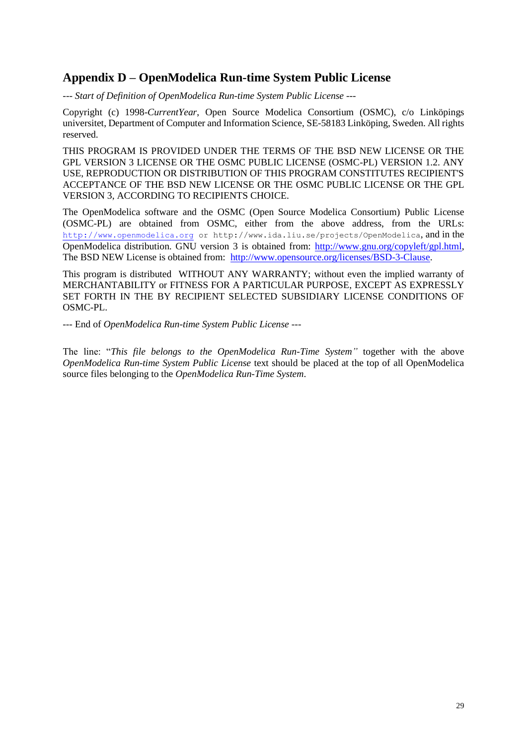## Appendix D – OpenModelica Run-time System Public License

*--- Start of Definition of OpenModelica Run-time System Public License ---*

Copyright (c) 1998-*CurrentYear*, Open Source Modelica Consortium (OSMC), c/o Linköpings universitet, Department of Computer and Information Science, SE-58183 Linköping, Sweden. All rights reserved.

THIS PROGRAM IS PROVIDED UNDER THE TERMS OF THE BSD NEW LICENSE OR THE GPL VERSION 3 LICENSE OR THE OSMC PUBLIC LICENSE (OSMC-PL) VERSION 1.2. ANY USE, REPRODUCTION OR DISTRIBUTION OF THIS PROGRAM CONSTITUTES RECIPIENT'S ACCEPTANCE OF THE BSD NEW LICENSE OR THE OSMC PUBLIC LICENSE OR THE GPL VERSION 3, ACCORDING TO RECIPIENTS CHOICE.

The OpenModelica software and the OSMC (Open Source Modelica Consortium) Public License (OSMC-PL) are obtained from OSMC, either from the above address, from the URLs: `http://www.openmodelica.org` or `http://www.ida.liu.se/projects/OpenModelica`, and in the OpenModelica distribution. GNU version 3 is obtained from: http://www.gnu.org/copyleft/gpl.html, The BSD NEW License is obtained from: http://www.opensource.org/licenses/BSD-3-Clause.

This program is distributed WITHOUT ANY WARRANTY; without even the implied warranty of MERCHANTABILITY or FITNESS FOR A PARTICULAR PURPOSE, EXCEPT AS EXPRESSLY SET FORTH IN THE BY RECIPIENT SELECTED SUBSIDIARY LICENSE CONDITIONS OF OSMC-PL.

--- End of *OpenModelica Run-time System Public License* ---

The line: "*This file belongs to the OpenModelica Run-Time System*" together with the above *OpenModelica Run-time System Public License* text should be placed at the top of all OpenModelica source files belonging to the *OpenModelica Run-Time System*.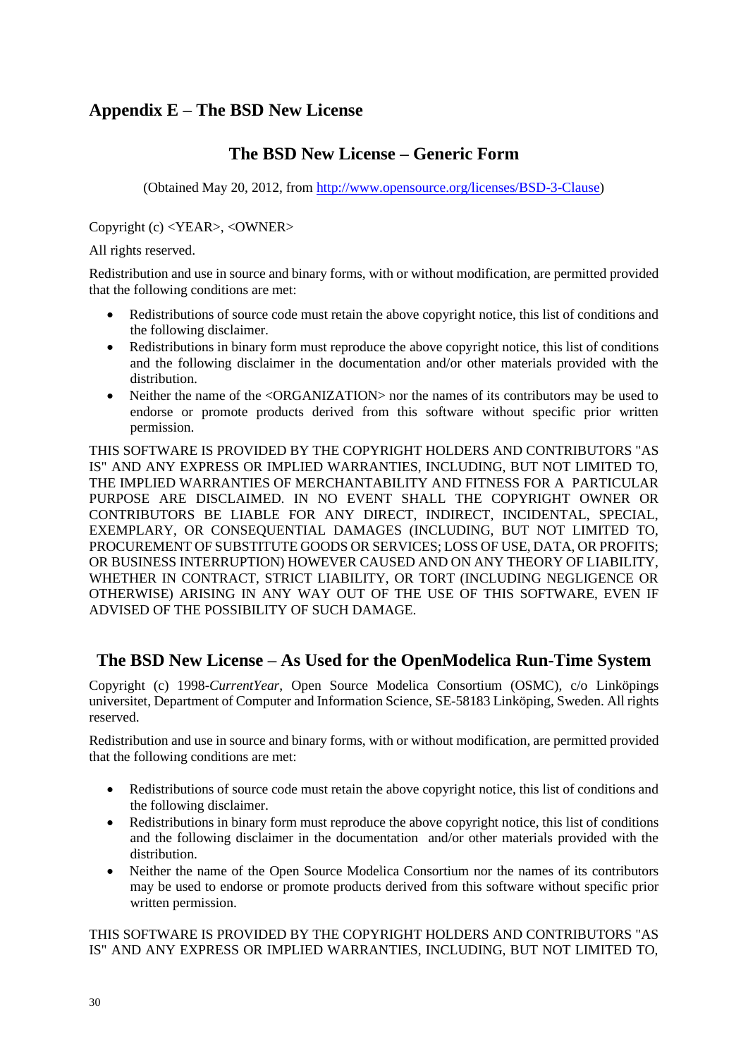# Appendix E – The BSD New License

## The BSD New License – Generic Form

(Obtained May 20, 2012, from http://www.opensource.org/licenses/BSD-3-Clause)

Copyright (c) <YEAR>, <OWNER>

All rights reserved.

Redistribution and use in source and binary forms, with or without modification, are permitted provided that the following conditions are met:

- Redistributions of source code must retain the above copyright notice, this list of conditions and the following disclaimer.
- Redistributions in binary form must reproduce the above copyright notice, this list of conditions and the following disclaimer in the documentation and/or other materials provided with the distribution.
- Neither the name of the <ORGANIZATION> nor the names of its contributors may be used to endorse or promote products derived from this software without specific prior written permission.

THIS SOFTWARE IS PROVIDED BY THE COPYRIGHT HOLDERS AND CONTRIBUTORS "AS IS" AND ANY EXPRESS OR IMPLIED WARRANTIES, INCLUDING, BUT NOT LIMITED TO, THE IMPLIED WARRANTIES OF MERCHANTABILITY AND FITNESS FOR A PARTICULAR PURPOSE ARE DISCLAIMED. IN NO EVENT SHALL THE COPYRIGHT OWNER OR CONTRIBUTORS BE LIABLE FOR ANY DIRECT, INDIRECT, INCIDENTAL, SPECIAL, EXEMPLARY, OR CONSEQUENTIAL DAMAGES (INCLUDING, BUT NOT LIMITED TO, PROCUREMENT OF SUBSTITUTE GOODS OR SERVICES; LOSS OF USE, DATA, OR PROFITS; OR BUSINESS INTERRUPTION) HOWEVER CAUSED AND ON ANY THEORY OF LIABILITY, WHETHER IN CONTRACT, STRICT LIABILITY, OR TORT (INCLUDING NEGLIGENCE OR OTHERWISE) ARISING IN ANY WAY OUT OF THE USE OF THIS SOFTWARE, EVEN IF ADVISED OF THE POSSIBILITY OF SUCH DAMAGE.

## The BSD New License – As Used for the OpenModelica Run-Time System

Copyright (c) 1998-*CurrentYear*, Open Source Modelica Consortium (OSMC), c/o Linköpings universitet, Department of Computer and Information Science, SE-58183 Linköping, Sweden. All rights reserved.

Redistribution and use in source and binary forms, with or without modification, are permitted provided that the following conditions are met:

- Redistributions of source code must retain the above copyright notice, this list of conditions and the following disclaimer.
- Redistributions in binary form must reproduce the above copyright notice, this list of conditions and the following disclaimer in the documentation and/or other materials provided with the distribution.
- Neither the name of the Open Source Modelica Consortium nor the names of its contributors may be used to endorse or promote products derived from this software without specific prior written permission.

THIS SOFTWARE IS PROVIDED BY THE COPYRIGHT HOLDERS AND CONTRIBUTORS "AS IS" AND ANY EXPRESS OR IMPLIED WARRANTIES, INCLUDING, BUT NOT LIMITED TO,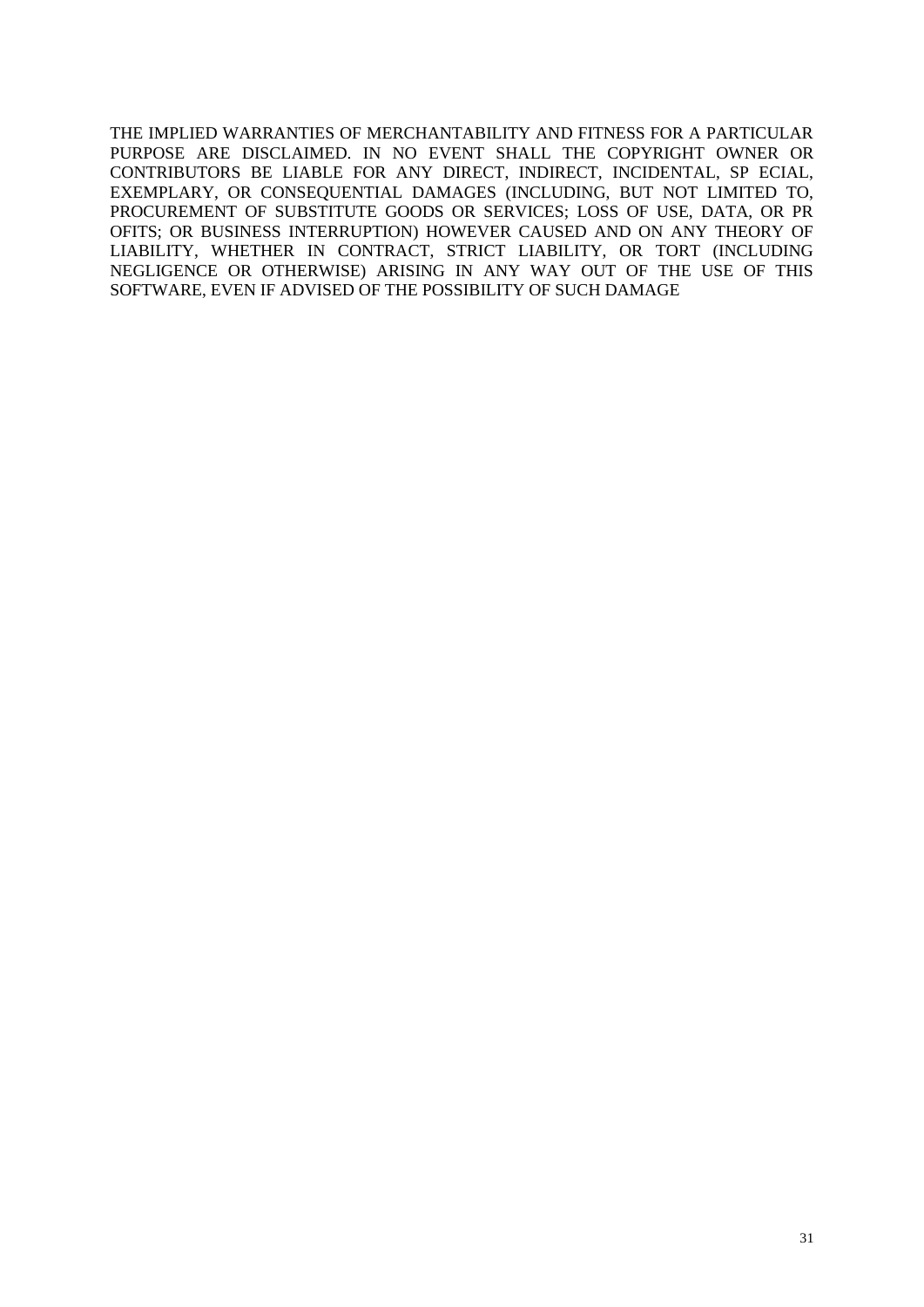THE IMPLIED WARRANTIES OF MERCHANTABILITY AND FITNESS FOR A PARTICULAR PURPOSE ARE DISCLAIMED. IN NO EVENT SHALL THE COPYRIGHT OWNER OR CONTRIBUTORS BE LIABLE FOR ANY DIRECT, INDIRECT, INCIDENTAL, SP ECIAL, EXEMPLARY, OR CONSEQUENTIAL DAMAGES (INCLUDING, BUT NOT LIMITED TO, PROCUREMENT OF SUBSTITUTE GOODS OR SERVICES; LOSS OF USE, DATA, OR PR OFITS; OR BUSINESS INTERRUPTION) HOWEVER CAUSED AND ON ANY THEORY OF LIABILITY, WHETHER IN CONTRACT, STRICT LIABILITY, OR TORT (INCLUDING NEGLIGENCE OR OTHERWISE) ARISING IN ANY WAY OUT OF THE USE OF THIS SOFTWARE, EVEN IF ADVISED OF THE POSSIBILITY OF SUCH DAMAGE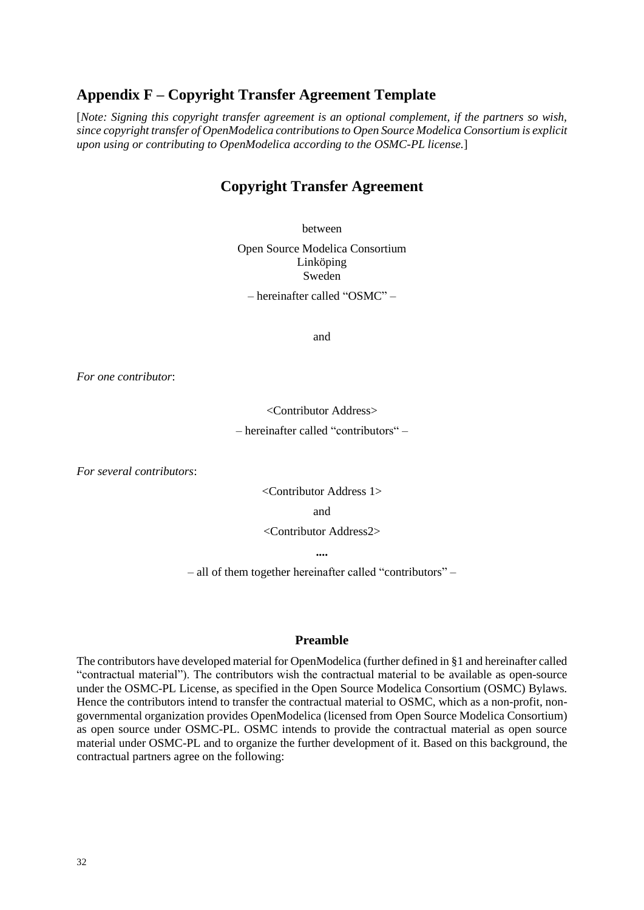## Appendix F – Copyright Transfer Agreement Template

[*Note: Signing this copyright transfer agreement is an optional complement, if the partners so wish, since copyright transfer of OpenModelica contributions to Open Source Modelica Consortium is explicit upon using or contributing to OpenModelica according to the OSMC-PL license.*]

### Copyright Transfer Agreement

between

Open Source Modelica Consortium
Linköping
Sweden

– hereinafter called "OSMC" –

and

*For one contributor*:

<Contributor Address>

– hereinafter called "contributors" –

*For several contributors*:

<Contributor Address 1>

and

<Contributor Address2>

....

– all of them together hereinafter called "contributors" –

#### Preamble

The contributors have developed material for OpenModelica (further defined in §1 and hereinafter called "contractual material"). The contributors wish the contractual material to be available as open-source under the OSMC-PL License, as specified in the Open Source Modelica Consortium (OSMC) Bylaws. Hence the contributors intend to transfer the contractual material to OSMC, which as a non-profit, non-governmental organization provides OpenModelica (licensed from Open Source Modelica Consortium) as open source under OSMC-PL. OSMC intends to provide the contractual material as open source material under OSMC-PL and to organize the further development of it. Based on this background, the contractual partners agree on the following: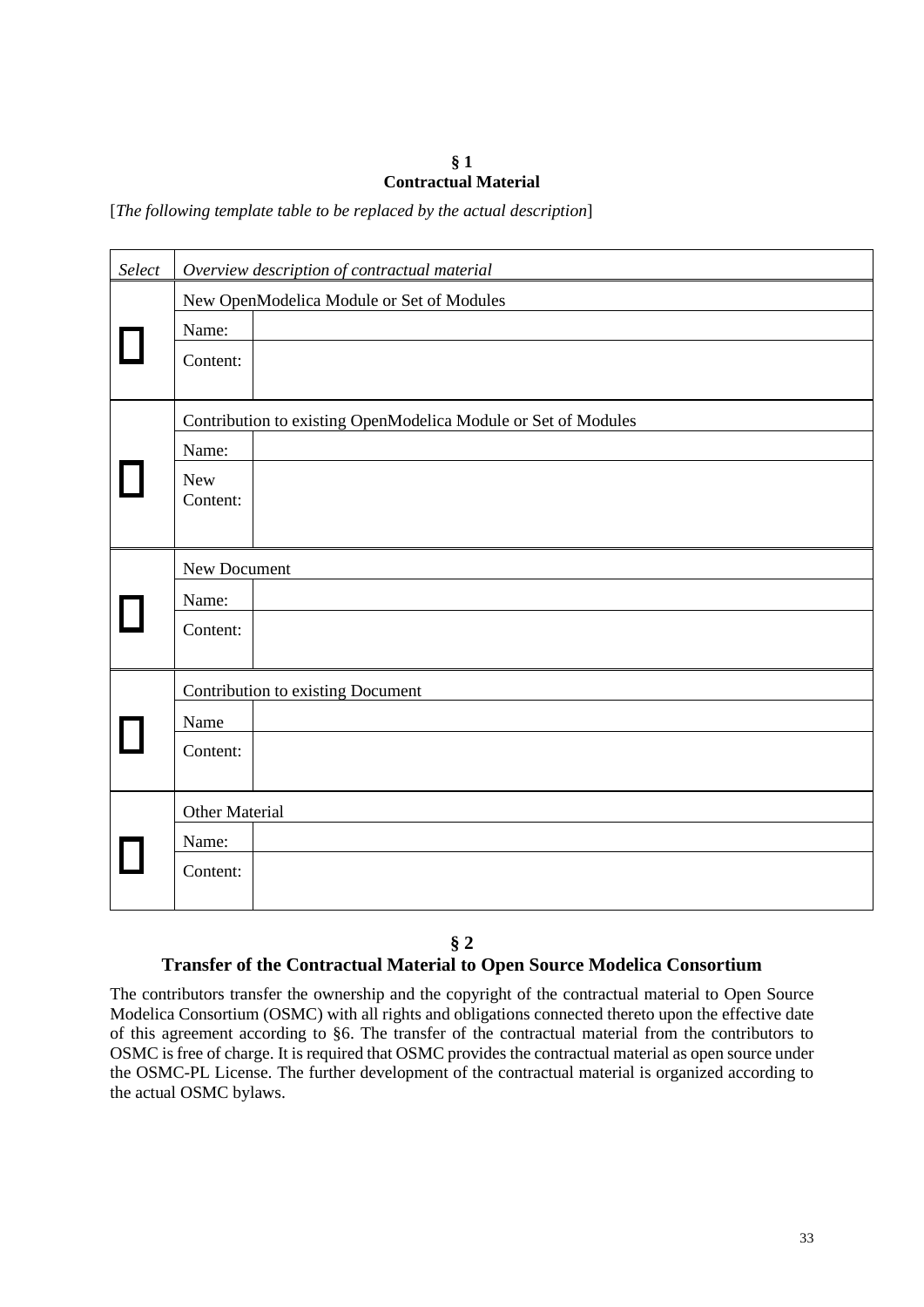**§ 1**
**Contractual Material**

[*The following template table to be replaced by the actual description*]

| *Select* | *Overview description of contractual material* | |
|---|---|---|
| ☐ | New OpenModelica Module or Set of Modules | |
| | Name: | |
| | Content: | |
| ☐ | Contribution to existing OpenModelica Module or Set of Modules | |
| | Name: | |
| | New Content: | |
| ☐ | New Document | |
| | Name: | |
| | Content: | |
| ☐ | Contribution to existing Document | |
| | Name | |
| | Content: | |
| ☐ | Other Material | |
| | Name: | |
| | Content: | |

**§ 2**
**Transfer of the Contractual Material to Open Source Modelica Consortium**

The contributors transfer the ownership and the copyright of the contractual material to Open Source Modelica Consortium (OSMC) with all rights and obligations connected thereto upon the effective date of this agreement according to §6. The transfer of the contractual material from the contributors to OSMC is free of charge. It is required that OSMC provides the contractual material as open source under the OSMC-PL License. The further development of the contractual material is organized according to the actual OSMC bylaws.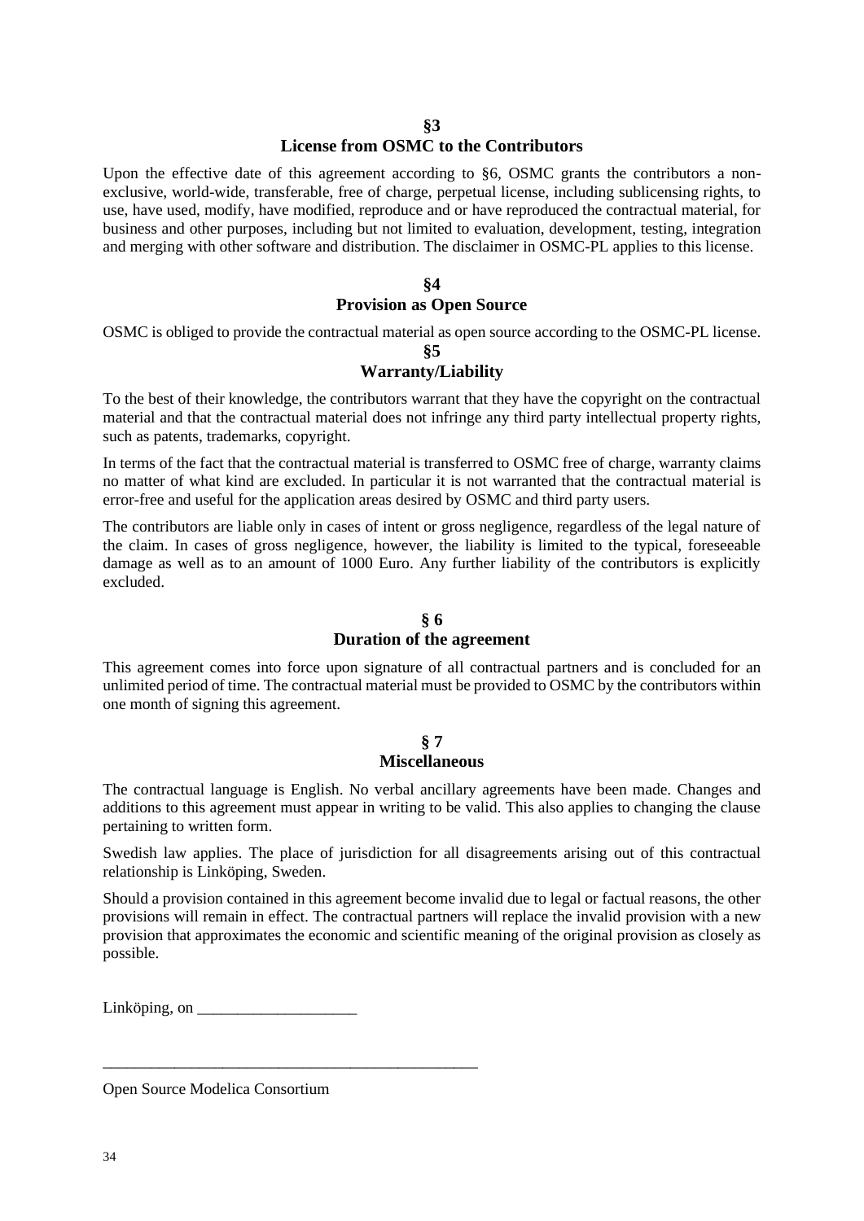## §3

## License from OSMC to the Contributors

Upon the effective date of this agreement according to §6, OSMC grants the contributors a non-exclusive, world-wide, transferable, free of charge, perpetual license, including sublicensing rights, to use, have used, modify, have modified, reproduce and or have reproduced the contractual material, for business and other purposes, including but not limited to evaluation, development, testing, integration and merging with other software and distribution. The disclaimer in OSMC-PL applies to this license.

## §4

## Provision as Open Source

OSMC is obliged to provide the contractual material as open source according to the OSMC-PL license.

## §5

## Warranty/Liability

To the best of their knowledge, the contributors warrant that they have the copyright on the contractual material and that the contractual material does not infringe any third party intellectual property rights, such as patents, trademarks, copyright.

In terms of the fact that the contractual material is transferred to OSMC free of charge, warranty claims no matter of what kind are excluded. In particular it is not warranted that the contractual material is error-free and useful for the application areas desired by OSMC and third party users.

The contributors are liable only in cases of intent or gross negligence, regardless of the legal nature of the claim. In cases of gross negligence, however, the liability is limited to the typical, foreseeable damage as well as to an amount of 1000 Euro. Any further liability of the contributors is explicitly excluded.

## § 6

## Duration of the agreement

This agreement comes into force upon signature of all contractual partners and is concluded for an unlimited period of time. The contractual material must be provided to OSMC by the contributors within one month of signing this agreement.

## § 7

## Miscellaneous

The contractual language is English. No verbal ancillary agreements have been made. Changes and additions to this agreement must appear in writing to be valid. This also applies to changing the clause pertaining to written form.

Swedish law applies. The place of jurisdiction for all disagreements arising out of this contractual relationship is Linköping, Sweden.

Should a provision contained in this agreement become invalid due to legal or factual reasons, the other provisions will remain in effect. The contractual partners will replace the invalid provision with a new provision that approximates the economic and scientific meaning of the original provision as closely as possible.

Linköping, on ____________________

_________________________________________________

Open Source Modelica Consortium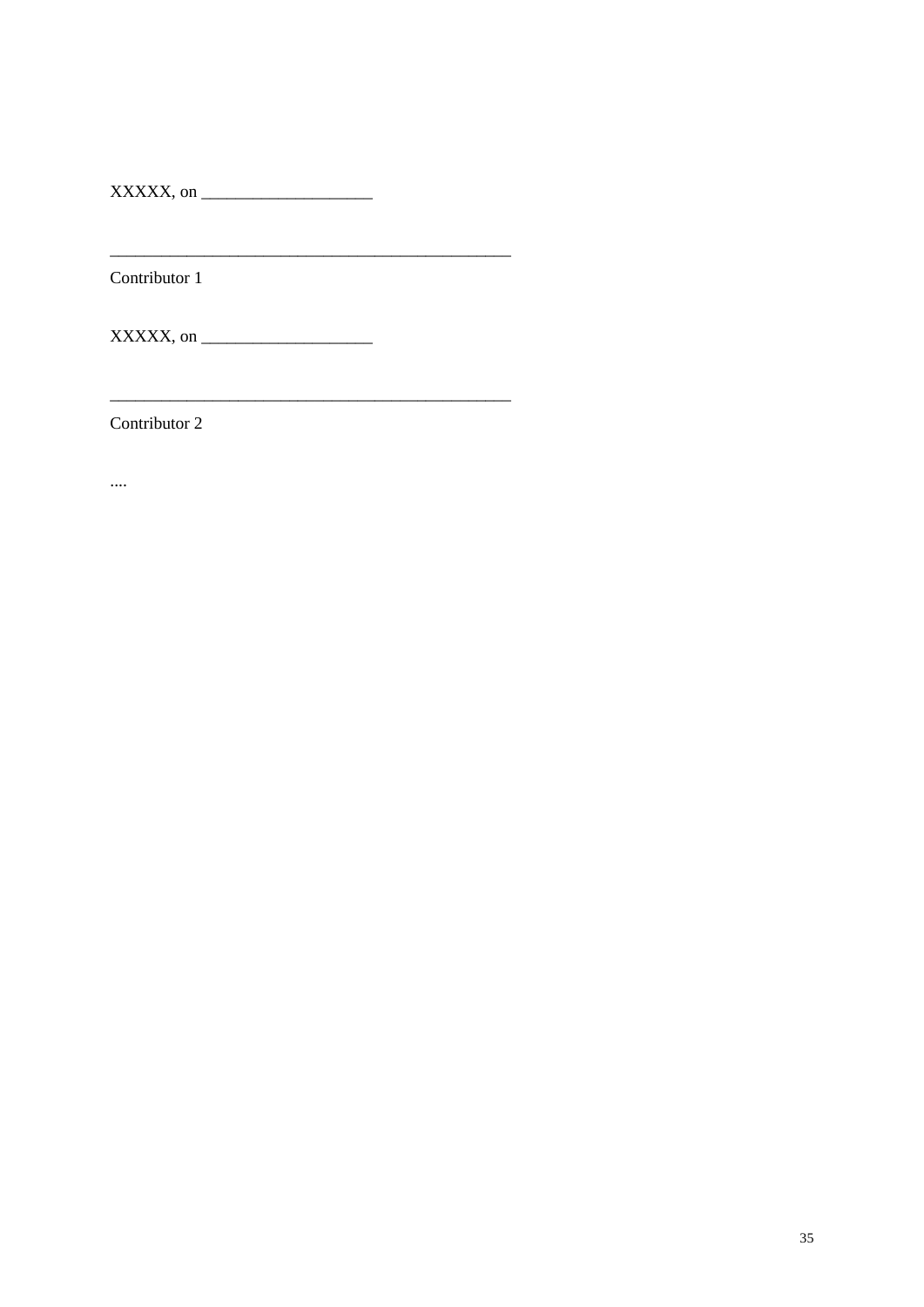XXXXX, on ____________________

_______________________________________________

Contributor 1

XXXXX, on ____________________

_______________________________________________

Contributor 2

....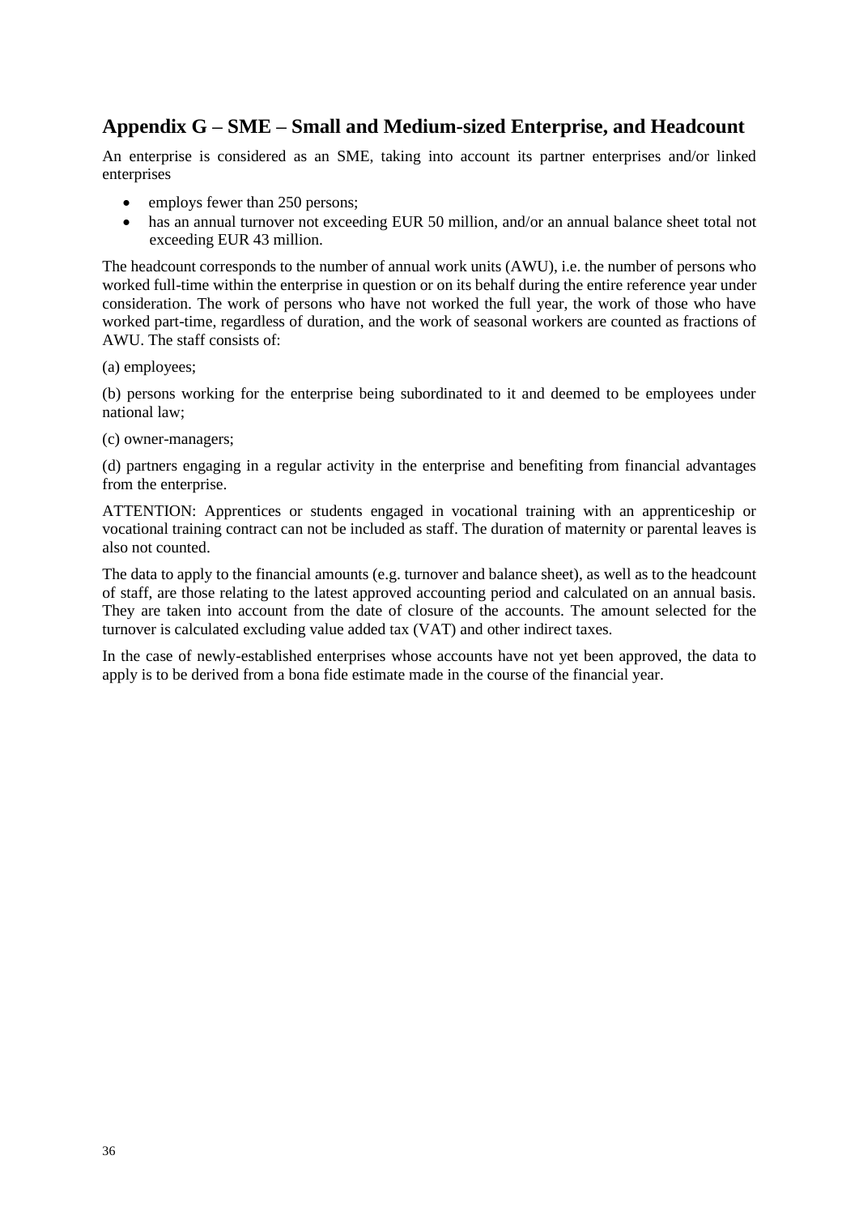## Appendix G – SME – Small and Medium-sized Enterprise, and Headcount

An enterprise is considered as an SME, taking into account its partner enterprises and/or linked enterprises

- employs fewer than 250 persons;
- has an annual turnover not exceeding EUR 50 million, and/or an annual balance sheet total not exceeding EUR 43 million.

The headcount corresponds to the number of annual work units (AWU), i.e. the number of persons who worked full-time within the enterprise in question or on its behalf during the entire reference year under consideration. The work of persons who have not worked the full year, the work of those who have worked part-time, regardless of duration, and the work of seasonal workers are counted as fractions of AWU. The staff consists of:

(a) employees;

(b) persons working for the enterprise being subordinated to it and deemed to be employees under national law;

(c) owner-managers;

(d) partners engaging in a regular activity in the enterprise and benefiting from financial advantages from the enterprise.

ATTENTION: Apprentices or students engaged in vocational training with an apprenticeship or vocational training contract can not be included as staff. The duration of maternity or parental leaves is also not counted.

The data to apply to the financial amounts (e.g. turnover and balance sheet), as well as to the headcount of staff, are those relating to the latest approved accounting period and calculated on an annual basis. They are taken into account from the date of closure of the accounts. The amount selected for the turnover is calculated excluding value added tax (VAT) and other indirect taxes.

In the case of newly-established enterprises whose accounts have not yet been approved, the data to apply is to be derived from a bona fide estimate made in the course of the financial year.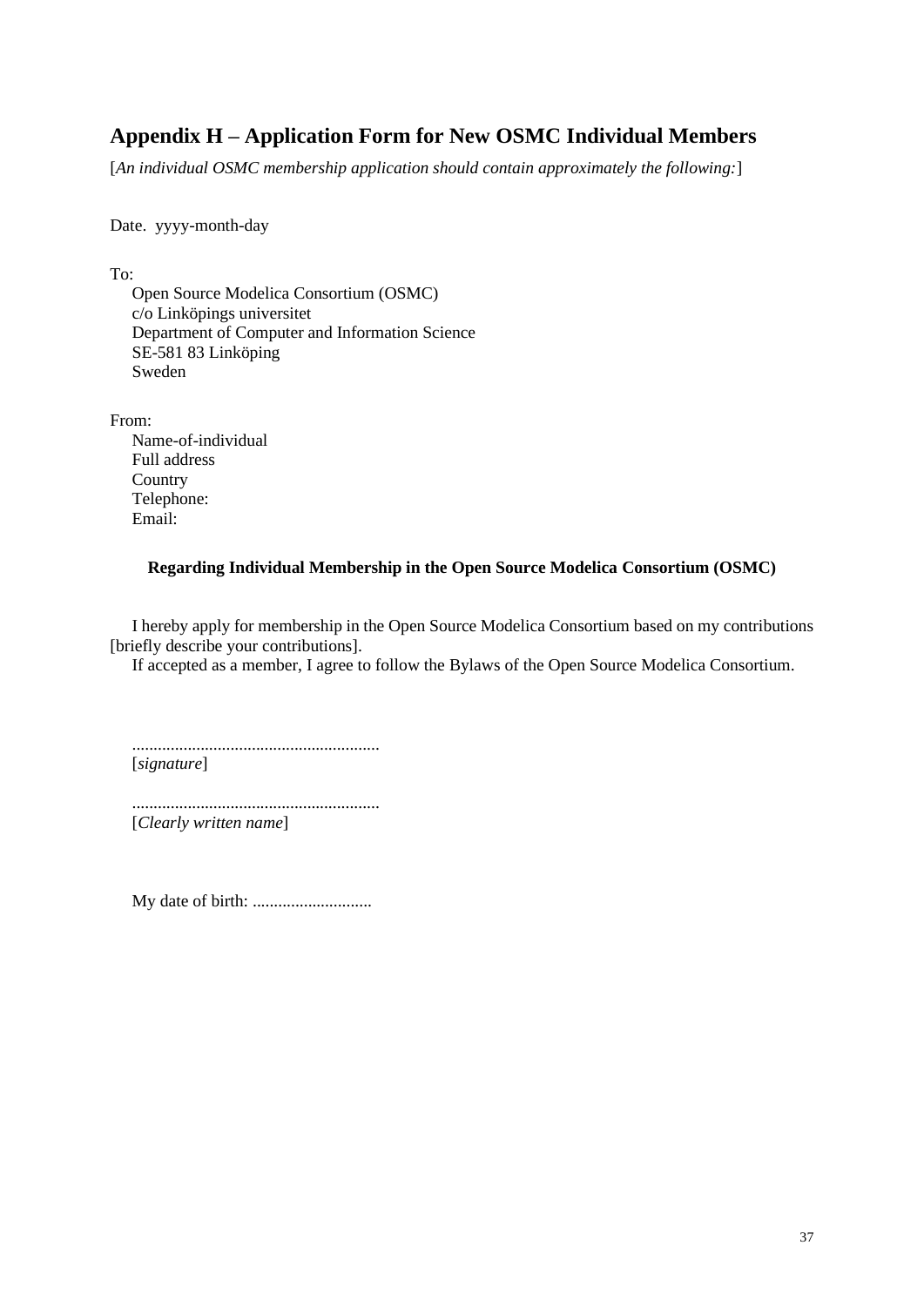## Appendix H – Application Form for New OSMC Individual Members

[*An individual OSMC membership application should contain approximately the following:*]

Date. yyyy-month-day

To:
Open Source Modelica Consortium (OSMC)
c/o Linköpings universitet
Department of Computer and Information Science
SE-581 83 Linköping
Sweden

From:
Name-of-individual
Full address
Country
Telephone:
Email:

**Regarding Individual Membership in the Open Source Modelica Consortium (OSMC)**

I hereby apply for membership in the Open Source Modelica Consortium based on my contributions [briefly describe your contributions].

If accepted as a member, I agree to follow the Bylaws of the Open Source Modelica Consortium.

.........................................................
[*signature*]

.........................................................
[*Clearly written name*]

My date of birth: ............................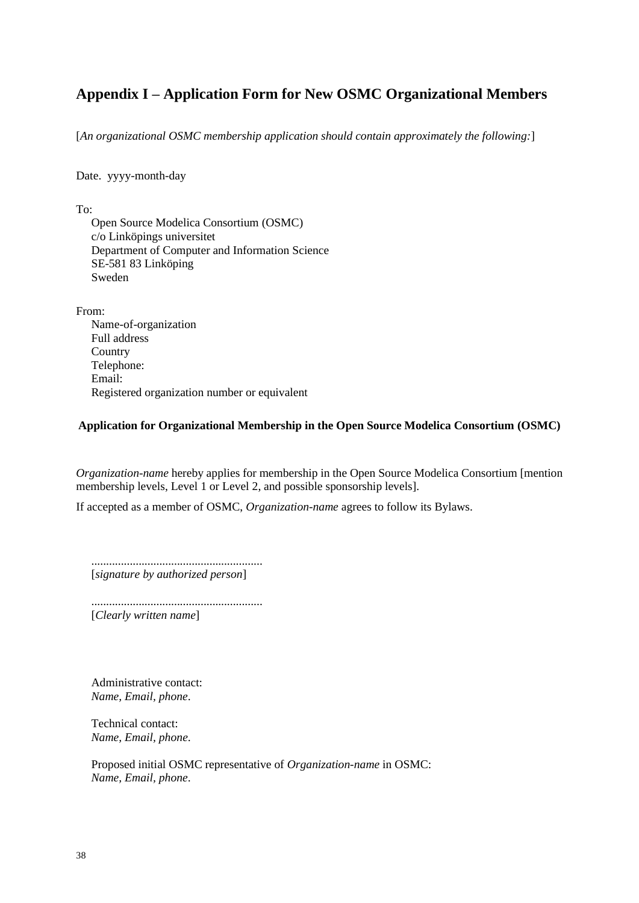# Appendix I – Application Form for New OSMC Organizational Members

[*An organizational OSMC membership application should contain approximately the following:*]

Date. yyyy-month-day

To:

Open Source Modelica Consortium (OSMC)
c/o Linköpings universitet
Department of Computer and Information Science
SE-581 83 Linköping
Sweden

From:

Name-of-organization
Full address
Country
Telephone:
Email:
Registered organization number or equivalent

**Application for Organizational Membership in the Open Source Modelica Consortium (OSMC)**

*Organization-name* hereby applies for membership in the Open Source Modelica Consortium [mention membership levels, Level 1 or Level 2, and possible sponsorship levels].

If accepted as a member of OSMC, *Organization-name* agrees to follow its Bylaws.

..........................................................
[*signature by authorized person*]

..........................................................
[*Clearly written name*]

Administrative contact:
*Name, Email, phone.*

Technical contact:
*Name, Email, phone.*

Proposed initial OSMC representative of *Organization-name* in OSMC:
*Name, Email, phone.*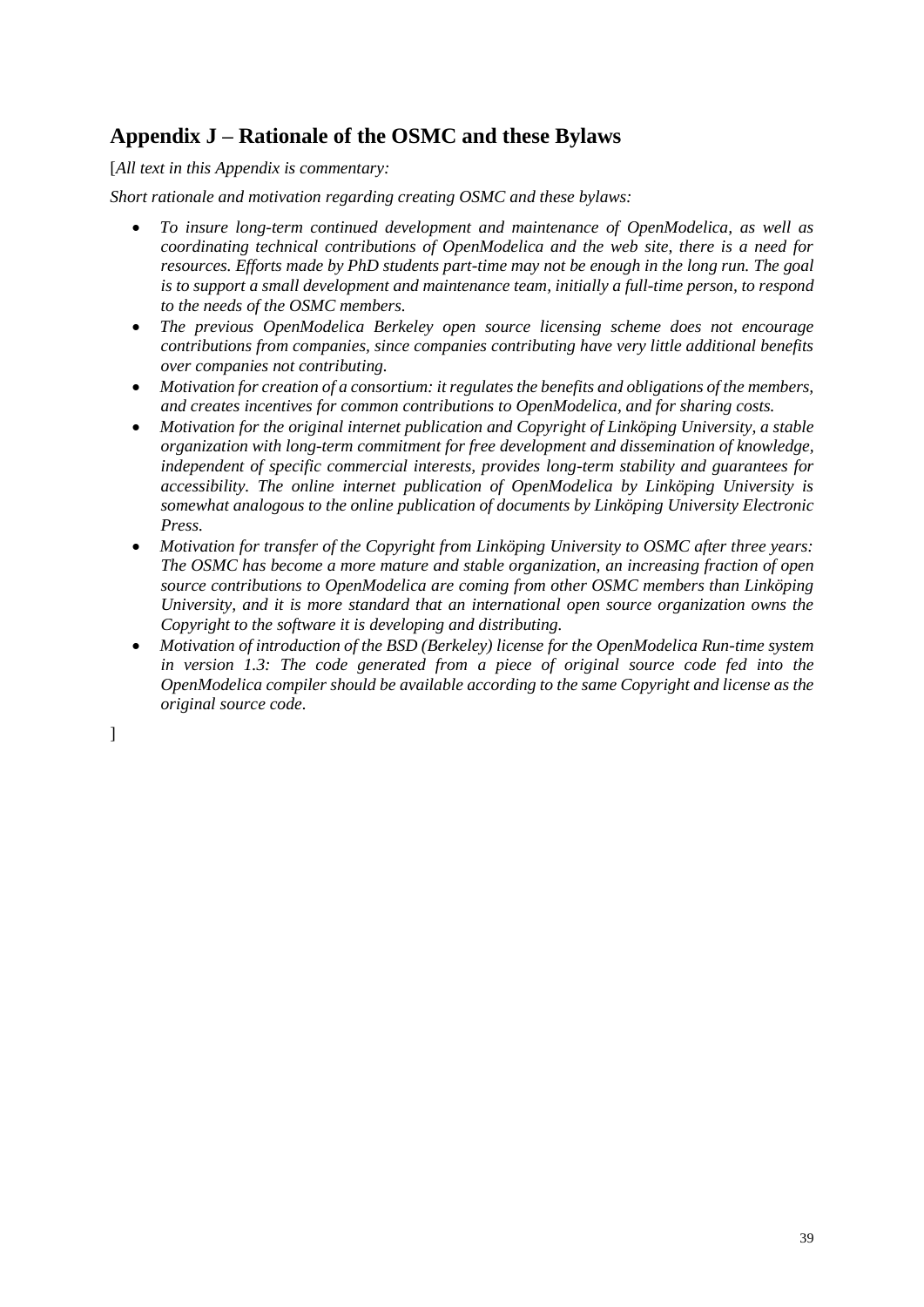## Appendix J – Rationale of the OSMC and these Bylaws

[*All text in this Appendix is commentary:*

*Short rationale and motivation regarding creating OSMC and these bylaws:*

- *To insure long-term continued development and maintenance of OpenModelica, as well as coordinating technical contributions of OpenModelica and the web site, there is a need for resources. Efforts made by PhD students part-time may not be enough in the long run. The goal is to support a small development and maintenance team, initially a full-time person, to respond to the needs of the OSMC members.*
- *The previous OpenModelica Berkeley open source licensing scheme does not encourage contributions from companies, since companies contributing have very little additional benefits over companies not contributing.*
- *Motivation for creation of a consortium: it regulates the benefits and obligations of the members, and creates incentives for common contributions to OpenModelica, and for sharing costs.*
- *Motivation for the original internet publication and Copyright of Linköping University, a stable organization with long-term commitment for free development and dissemination of knowledge, independent of specific commercial interests, provides long-term stability and guarantees for accessibility. The online internet publication of OpenModelica by Linköping University is somewhat analogous to the online publication of documents by Linköping University Electronic Press.*
- *Motivation for transfer of the Copyright from Linköping University to OSMC after three years: The OSMC has become a more mature and stable organization, an increasing fraction of open source contributions to OpenModelica are coming from other OSMC members than Linköping University, and it is more standard that an international open source organization owns the Copyright to the software it is developing and distributing.*
- *Motivation of introduction of the BSD (Berkeley) license for the OpenModelica Run-time system in version 1.3: The code generated from a piece of original source code fed into the OpenModelica compiler should be available according to the same Copyright and license as the original source code.*

]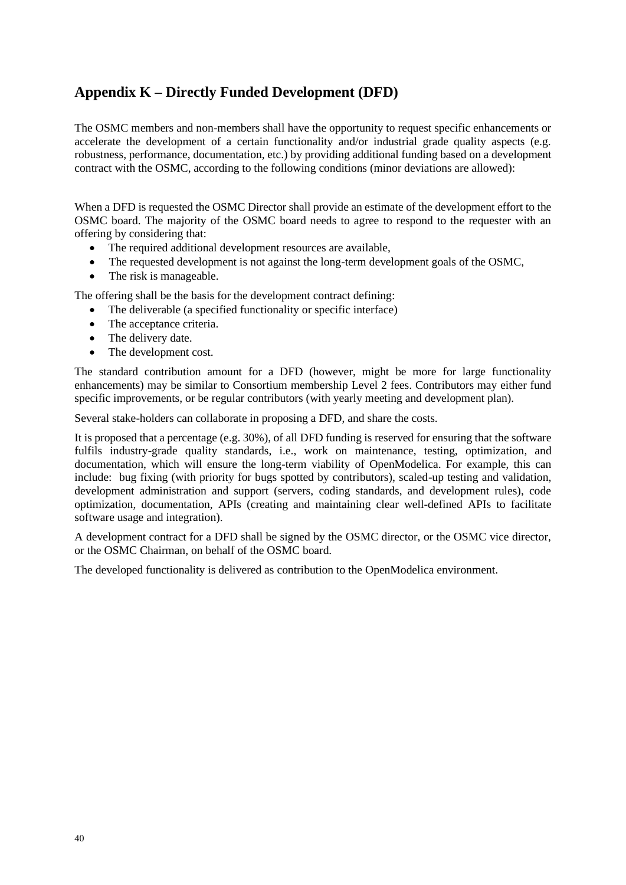# Appendix K – Directly Funded Development (DFD)

The OSMC members and non-members shall have the opportunity to request specific enhancements or accelerate the development of a certain functionality and/or industrial grade quality aspects (e.g. robustness, performance, documentation, etc.) by providing additional funding based on a development contract with the OSMC, according to the following conditions (minor deviations are allowed):

When a DFD is requested the OSMC Director shall provide an estimate of the development effort to the OSMC board. The majority of the OSMC board needs to agree to respond to the requester with an offering by considering that:

- The required additional development resources are available,
- The requested development is not against the long-term development goals of the OSMC,
- The risk is manageable.

The offering shall be the basis for the development contract defining:

- The deliverable (a specified functionality or specific interface)
- The acceptance criteria.
- The delivery date.
- The development cost.

The standard contribution amount for a DFD (however, might be more for large functionality enhancements) may be similar to Consortium membership Level 2 fees. Contributors may either fund specific improvements, or be regular contributors (with yearly meeting and development plan).

Several stake-holders can collaborate in proposing a DFD, and share the costs.

It is proposed that a percentage (e.g. 30%), of all DFD funding is reserved for ensuring that the software fulfils industry-grade quality standards, i.e., work on maintenance, testing, optimization, and documentation, which will ensure the long-term viability of OpenModelica. For example, this can include: bug fixing (with priority for bugs spotted by contributors), scaled-up testing and validation, development administration and support (servers, coding standards, and development rules), code optimization, documentation, APIs (creating and maintaining clear well-defined APIs to facilitate software usage and integration).

A development contract for a DFD shall be signed by the OSMC director, or the OSMC vice director, or the OSMC Chairman, on behalf of the OSMC board.

The developed functionality is delivered as contribution to the OpenModelica environment.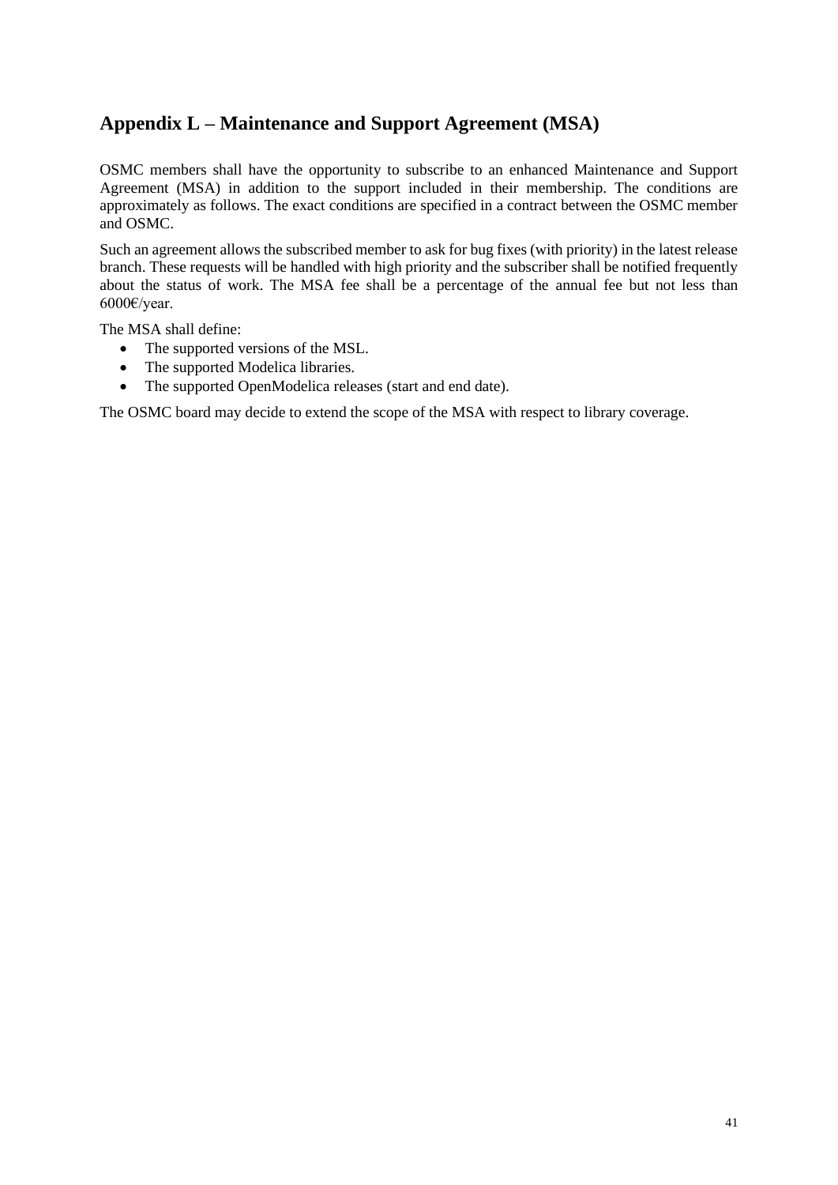## Appendix L – Maintenance and Support Agreement (MSA)

OSMC members shall have the opportunity to subscribe to an enhanced Maintenance and Support Agreement (MSA) in addition to the support included in their membership. The conditions are approximately as follows. The exact conditions are specified in a contract between the OSMC member and OSMC.

Such an agreement allows the subscribed member to ask for bug fixes (with priority) in the latest release branch. These requests will be handled with high priority and the subscriber shall be notified frequently about the status of work. The MSA fee shall be a percentage of the annual fee but not less than 6000€/year.

The MSA shall define:

- The supported versions of the MSL.
- The supported Modelica libraries.
- The supported OpenModelica releases (start and end date).

The OSMC board may decide to extend the scope of the MSA with respect to library coverage.